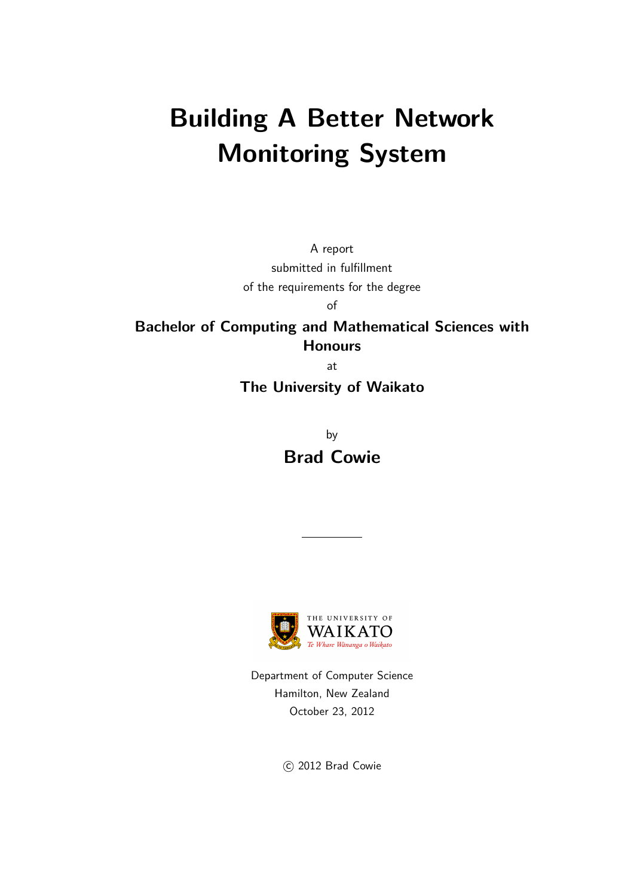# Building A Better Network Monitoring System

A report
submitted in fulfillment
of the requirements for the degree
of

**Bachelor of Computing and Mathematical Sciences with Honours**

at

**The University of Waikato**

by

**Brad Cowie**

---

THE UNIVERSITY OF WAIKATO
*Te Whare Wānanga o Waikato*

Department of Computer Science
Hamilton, New Zealand
October 23, 2012

© 2012 Brad Cowie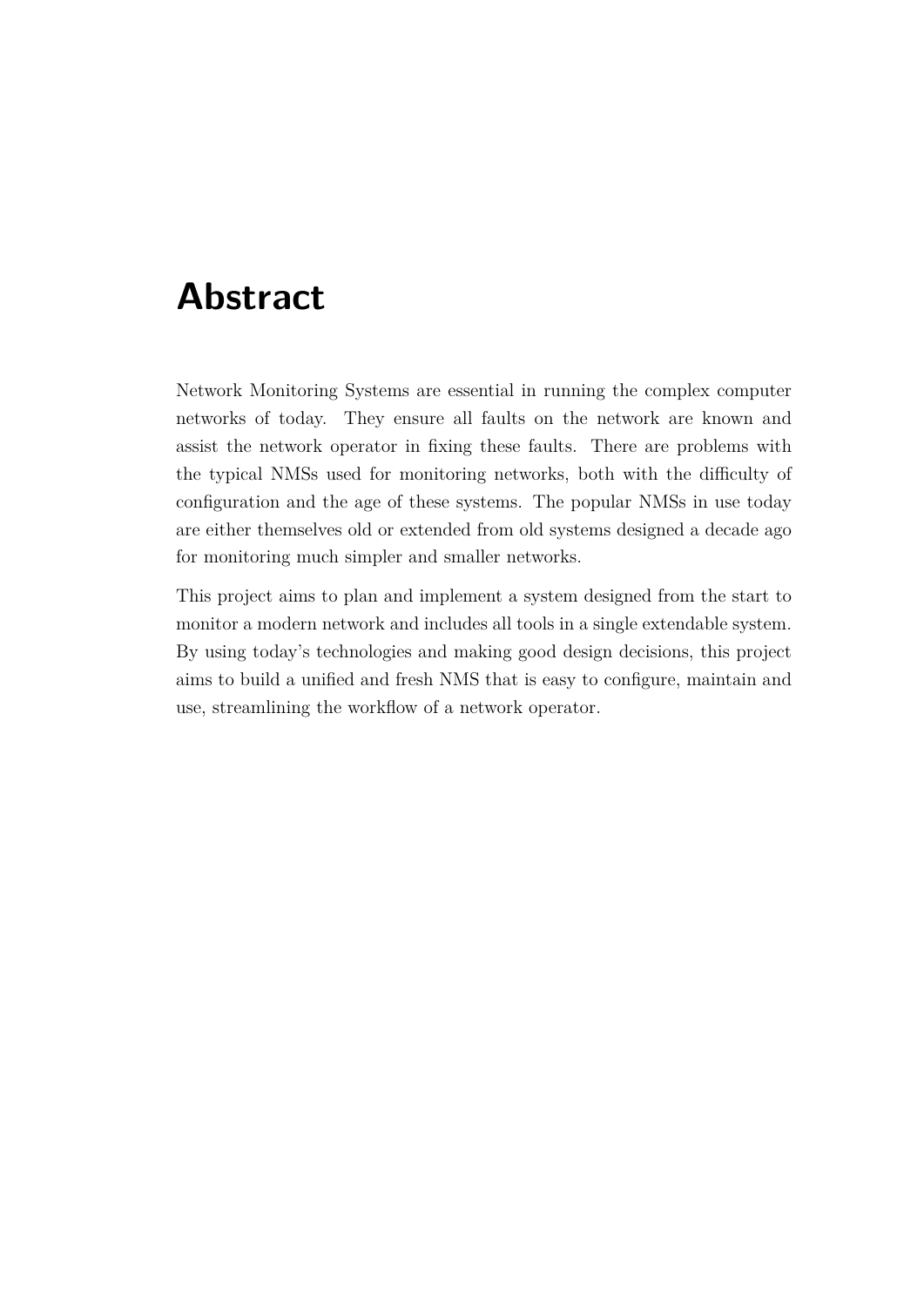# Abstract

Network Monitoring Systems are essential in running the complex computer networks of today. They ensure all faults on the network are known and assist the network operator in fixing these faults. There are problems with the typical NMSs used for monitoring networks, both with the difficulty of configuration and the age of these systems. The popular NMSs in use today are either themselves old or extended from old systems designed a decade ago for monitoring much simpler and smaller networks.

This project aims to plan and implement a system designed from the start to monitor a modern network and includes all tools in a single extendable system. By using today's technologies and making good design decisions, this project aims to build a unified and fresh NMS that is easy to configure, maintain and use, streamlining the workflow of a network operator.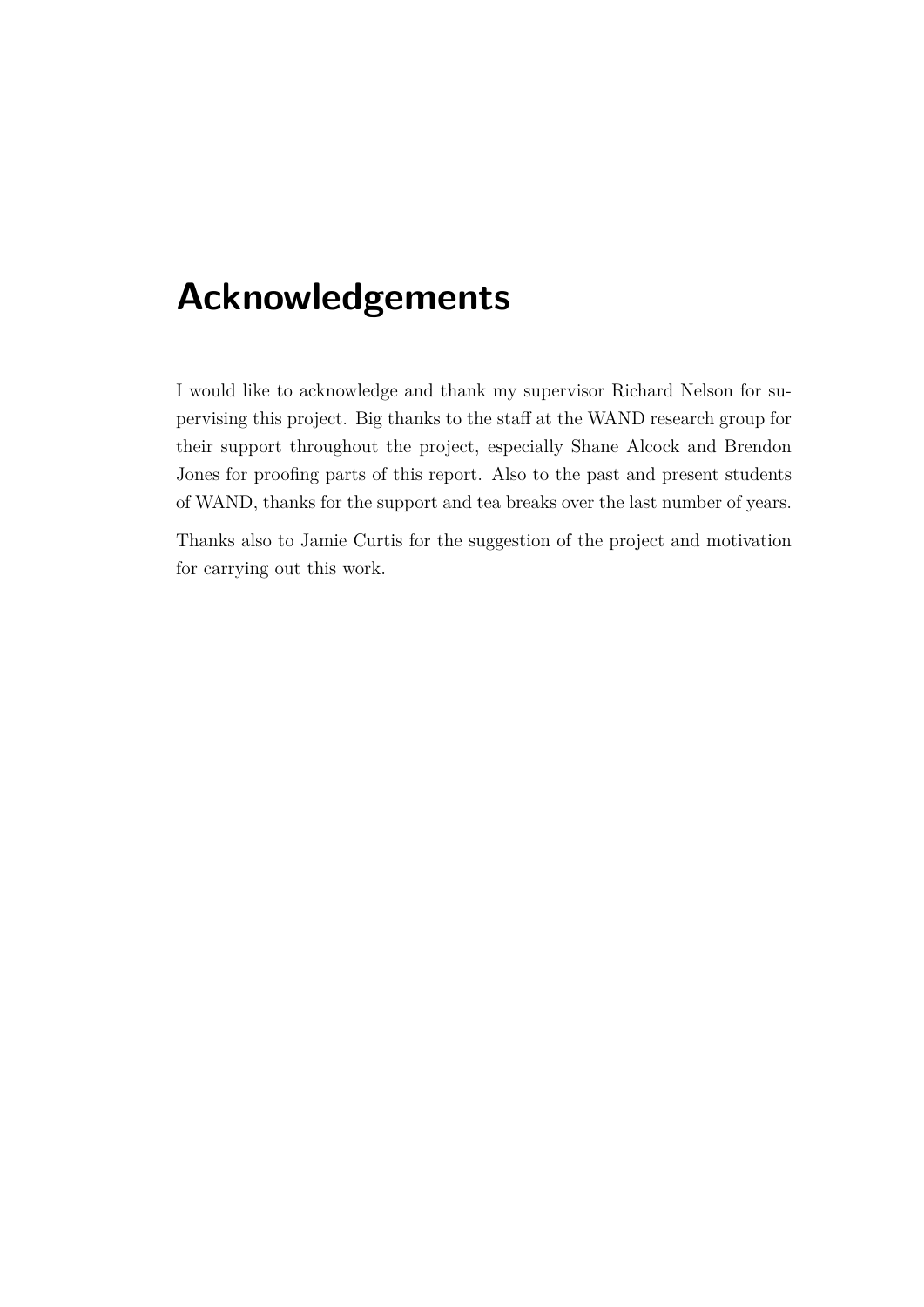# Acknowledgements

I would like to acknowledge and thank my supervisor Richard Nelson for supervising this project. Big thanks to the staff at the WAND research group for their support throughout the project, especially Shane Alcock and Brendon Jones for proofing parts of this report. Also to the past and present students of WAND, thanks for the support and tea breaks over the last number of years.

Thanks also to Jamie Curtis for the suggestion of the project and motivation for carrying out this work.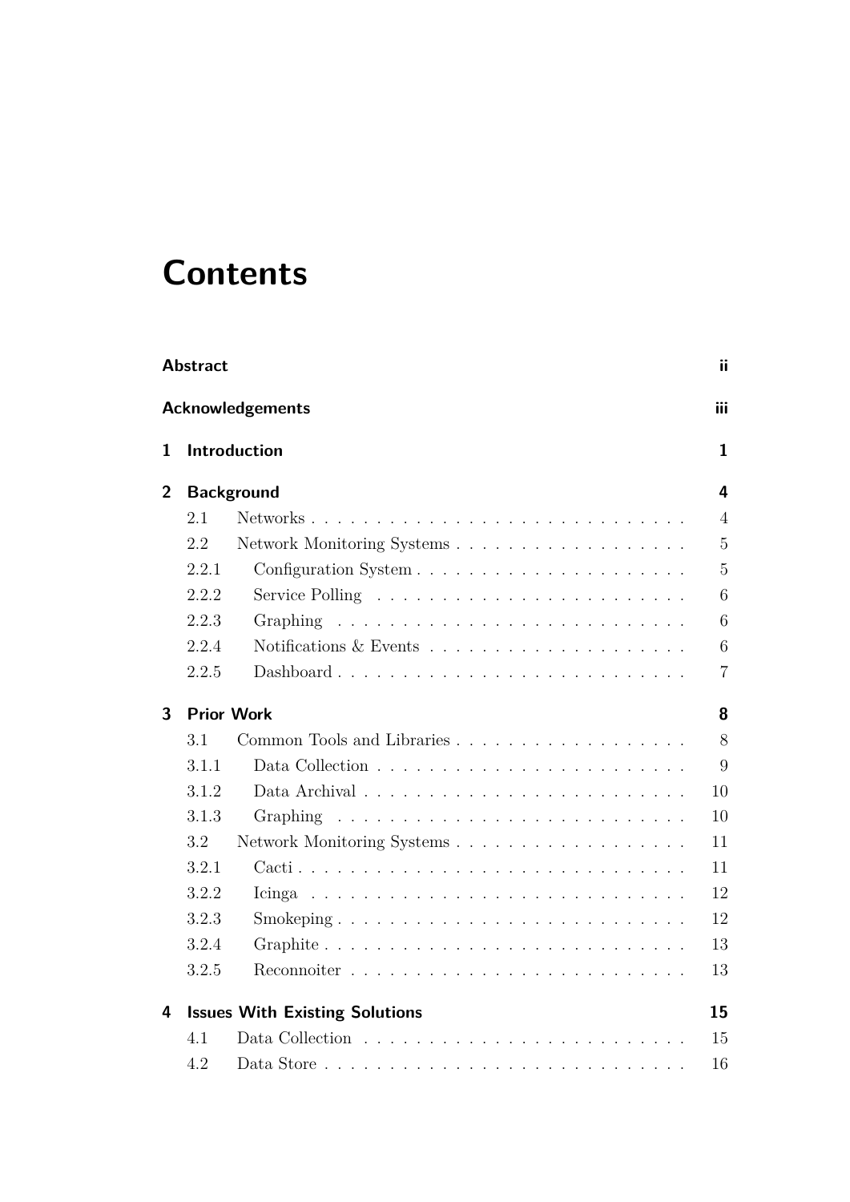# Contents

**Abstract** ii

**Acknowledgements** iii

**1 Introduction** 1

**2 Background** 4

- 2.1 Networks . . . 4
- 2.2 Network Monitoring Systems . . . 5
  - 2.2.1 Configuration System . . . 5
  - 2.2.2 Service Polling . . . 6
  - 2.2.3 Graphing . . . 6
  - 2.2.4 Notifications & Events . . . 6
  - 2.2.5 Dashboard . . . 7

**3 Prior Work** 8

- 3.1 Common Tools and Libraries . . . 8
  - 3.1.1 Data Collection . . . 9
  - 3.1.2 Data Archival . . . 10
  - 3.1.3 Graphing . . . 10
- 3.2 Network Monitoring Systems . . . 11
  - 3.2.1 Cacti . . . 11
  - 3.2.2 Icinga . . . 12
  - 3.2.3 Smokeping . . . 12
  - 3.2.4 Graphite . . . 13
  - 3.2.5 Reconnoiter . . . 13

**4 Issues With Existing Solutions** 15

- 4.1 Data Collection . . . 15
- 4.2 Data Store . . . 16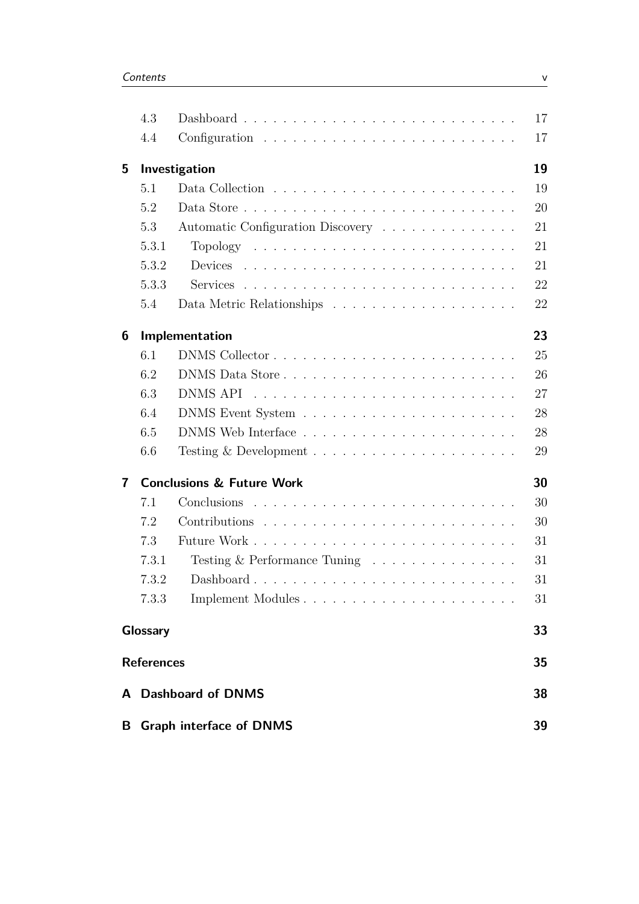| | | |
|---|---|---|
| 4.3 | Dashboard | 17 |
| 4.4 | Configuration | 17 |
| **5** | **Investigation** | **19** |
| 5.1 | Data Collection | 19 |
| 5.2 | Data Store | 20 |
| 5.3 | Automatic Configuration Discovery | 21 |
| 5.3.1 | Topology | 21 |
| 5.3.2 | Devices | 21 |
| 5.3.3 | Services | 22 |
| 5.4 | Data Metric Relationships | 22 |
| **6** | **Implementation** | **23** |
| 6.1 | DNMS Collector | 25 |
| 6.2 | DNMS Data Store | 26 |
| 6.3 | DNMS API | 27 |
| 6.4 | DNMS Event System | 28 |
| 6.5 | DNMS Web Interface | 28 |
| 6.6 | Testing & Development | 29 |
| **7** | **Conclusions & Future Work** | **30** |
| 7.1 | Conclusions | 30 |
| 7.2 | Contributions | 30 |
| 7.3 | Future Work | 31 |
| 7.3.1 | Testing & Performance Tuning | 31 |
| 7.3.2 | Dashboard | 31 |
| 7.3.3 | Implement Modules | 31 |
| | **Glossary** | **33** |
| | **References** | **35** |
| **A** | **Dashboard of DNMS** | **38** |
| **B** | **Graph interface of DNMS** | **39** |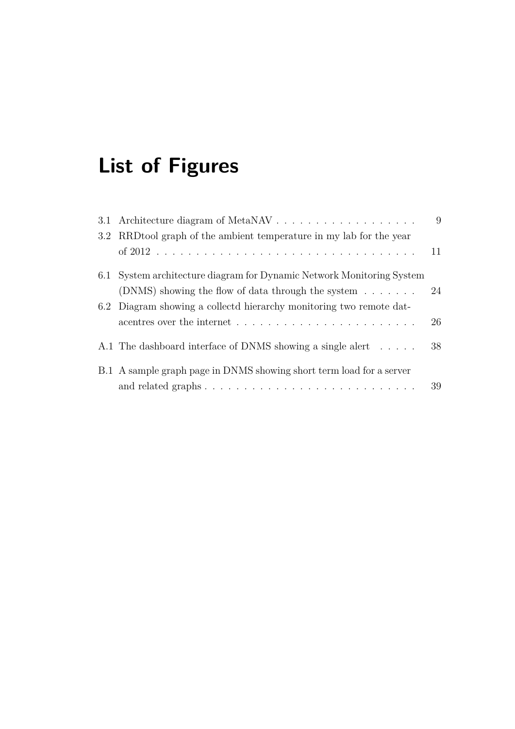# List of Figures

3.1 Architecture diagram of MetaNAV . . . . . . . . . . . . . . . . . . 9

3.2 RRDtool graph of the ambient temperature in my lab for the year of 2012 . . . . . . . . . . . . . . . . . . . . . . . . . . . . . . . . 11

6.1 System architecture diagram for Dynamic Network Monitoring System (DNMS) showing the flow of data through the system . . . . . . . 24

6.2 Diagram showing a collectd hierarchy monitoring two remote datacentres over the internet . . . . . . . . . . . . . . . . . . . . . . 26

A.1 The dashboard interface of DNMS showing a single alert . . . . . 38

B.1 A sample graph page in DNMS showing short term load for a server and related graphs . . . . . . . . . . . . . . . . . . . . . . . . . . 39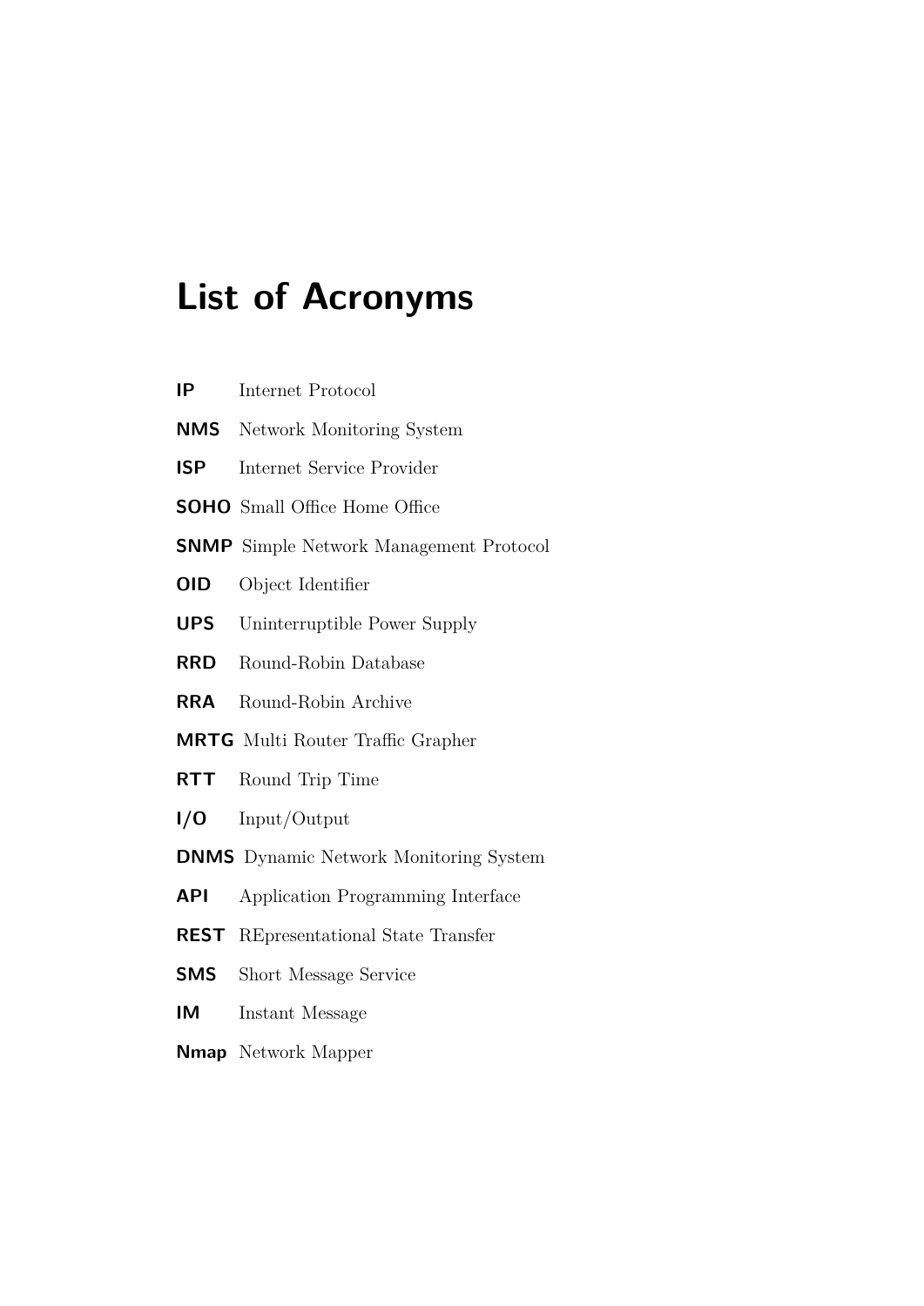# List of Acronyms

**IP** Internet Protocol

**NMS** Network Monitoring System

**ISP** Internet Service Provider

**SOHO** Small Office Home Office

**SNMP** Simple Network Management Protocol

**OID** Object Identifier

**UPS** Uninterruptible Power Supply

**RRD** Round-Robin Database

**RRA** Round-Robin Archive

**MRTG** Multi Router Traffic Grapher

**RTT** Round Trip Time

**I/O** Input/Output

**DNMS** Dynamic Network Monitoring System

**API** Application Programming Interface

**REST** REpresentational State Transfer

**SMS** Short Message Service

**IM** Instant Message

**Nmap** Network Mapper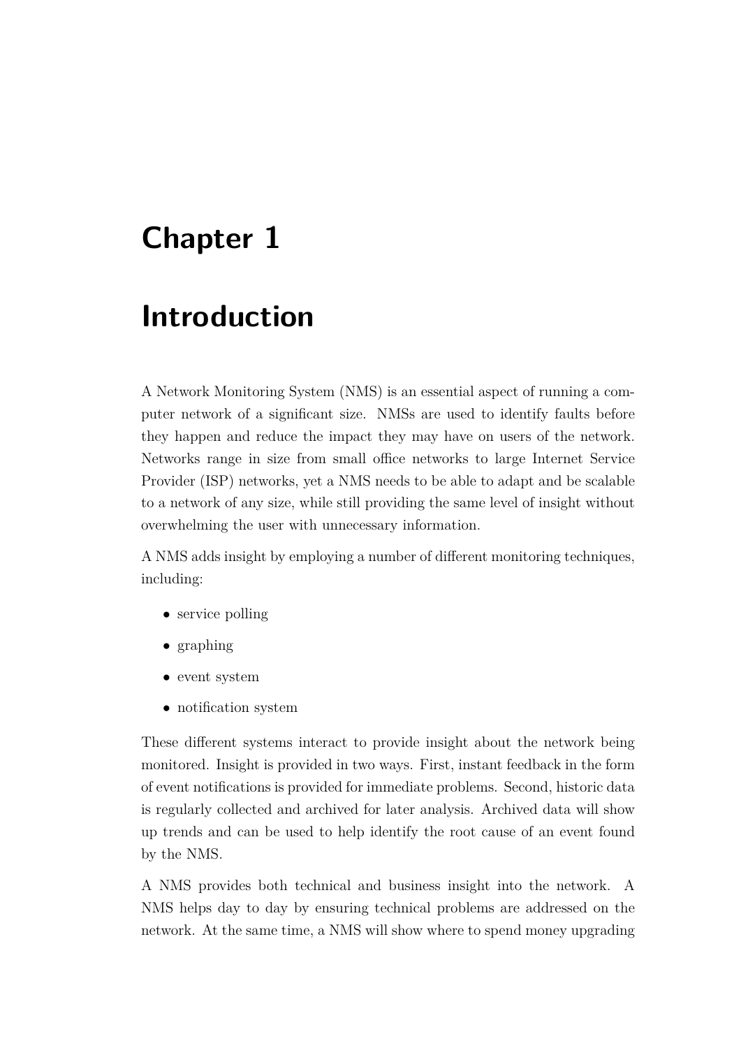# Chapter 1

# Introduction

A Network Monitoring System (NMS) is an essential aspect of running a computer network of a significant size. NMSs are used to identify faults before they happen and reduce the impact they may have on users of the network. Networks range in size from small office networks to large Internet Service Provider (ISP) networks, yet a NMS needs to be able to adapt and be scalable to a network of any size, while still providing the same level of insight without overwhelming the user with unnecessary information.

A NMS adds insight by employing a number of different monitoring techniques, including:

- service polling
- graphing
- event system
- notification system

These different systems interact to provide insight about the network being monitored. Insight is provided in two ways. First, instant feedback in the form of event notifications is provided for immediate problems. Second, historic data is regularly collected and archived for later analysis. Archived data will show up trends and can be used to help identify the root cause of an event found by the NMS.

A NMS provides both technical and business insight into the network. A NMS helps day to day by ensuring technical problems are addressed on the network. At the same time, a NMS will show where to spend money upgrading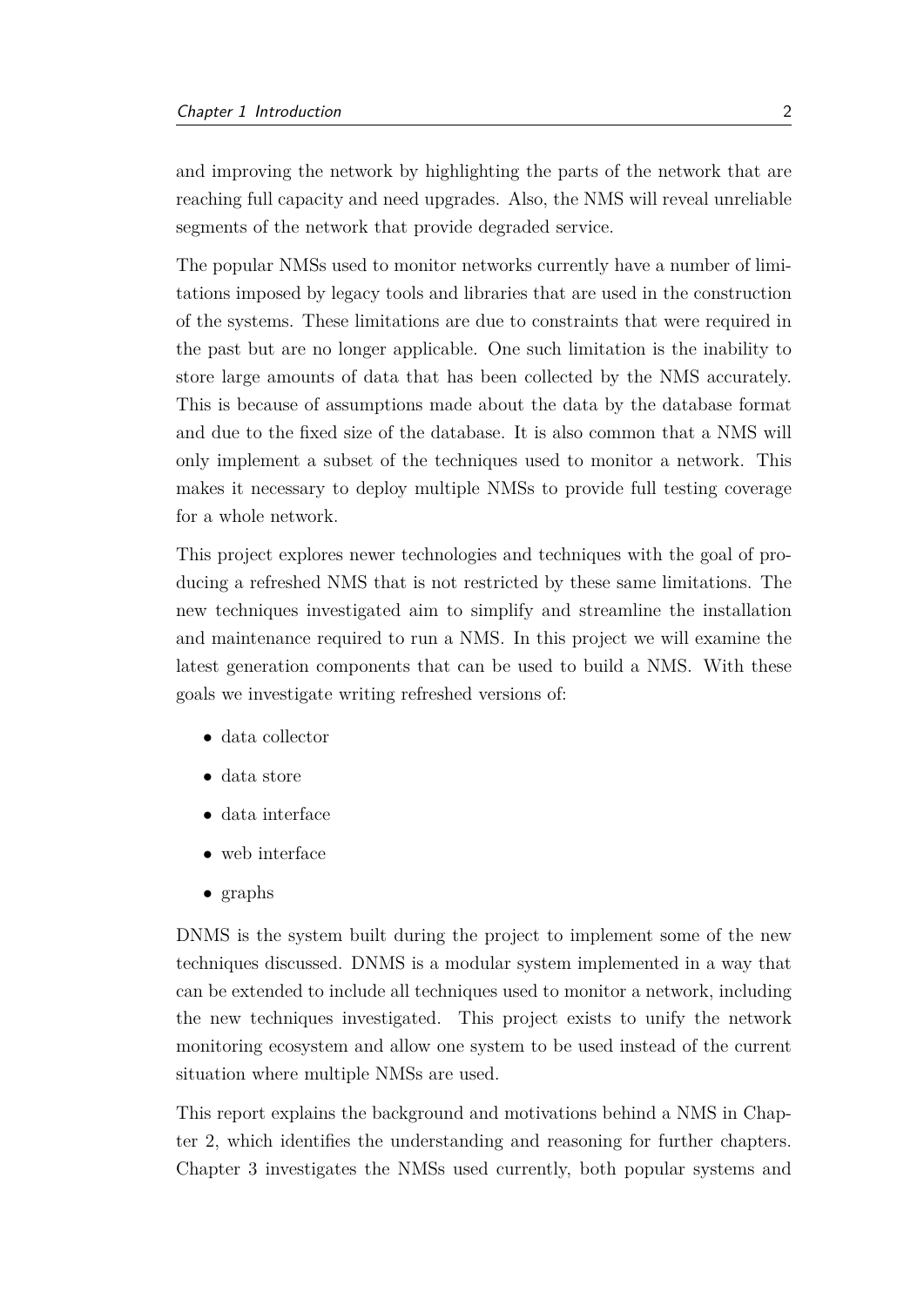and improving the network by highlighting the parts of the network that are reaching full capacity and need upgrades. Also, the NMS will reveal unreliable segments of the network that provide degraded service.

The popular NMSs used to monitor networks currently have a number of limitations imposed by legacy tools and libraries that are used in the construction of the systems. These limitations are due to constraints that were required in the past but are no longer applicable. One such limitation is the inability to store large amounts of data that has been collected by the NMS accurately. This is because of assumptions made about the data by the database format and due to the fixed size of the database. It is also common that a NMS will only implement a subset of the techniques used to monitor a network. This makes it necessary to deploy multiple NMSs to provide full testing coverage for a whole network.

This project explores newer technologies and techniques with the goal of producing a refreshed NMS that is not restricted by these same limitations. The new techniques investigated aim to simplify and streamline the installation and maintenance required to run a NMS. In this project we will examine the latest generation components that can be used to build a NMS. With these goals we investigate writing refreshed versions of:

- data collector
- data store
- data interface
- web interface
- graphs

DNMS is the system built during the project to implement some of the new techniques discussed. DNMS is a modular system implemented in a way that can be extended to include all techniques used to monitor a network, including the new techniques investigated. This project exists to unify the network monitoring ecosystem and allow one system to be used instead of the current situation where multiple NMSs are used.

This report explains the background and motivations behind a NMS in Chapter 2, which identifies the understanding and reasoning for further chapters. Chapter 3 investigates the NMSs used currently, both popular systems and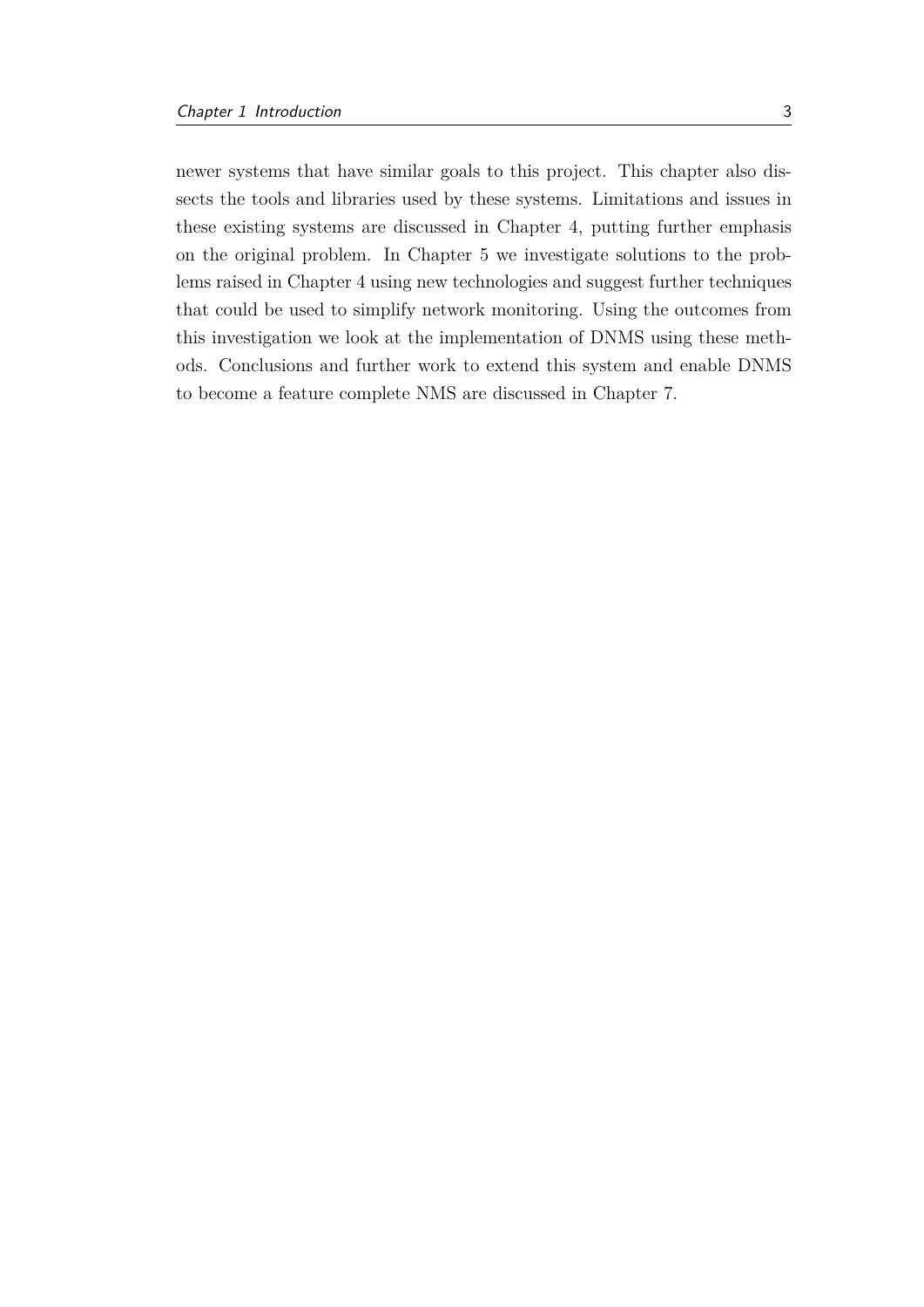newer systems that have similar goals to this project. This chapter also dissects the tools and libraries used by these systems. Limitations and issues in these existing systems are discussed in Chapter 4, putting further emphasis on the original problem. In Chapter 5 we investigate solutions to the problems raised in Chapter 4 using new technologies and suggest further techniques that could be used to simplify network monitoring. Using the outcomes from this investigation we look at the implementation of DNMS using these methods. Conclusions and further work to extend this system and enable DNMS to become a feature complete NMS are discussed in Chapter 7.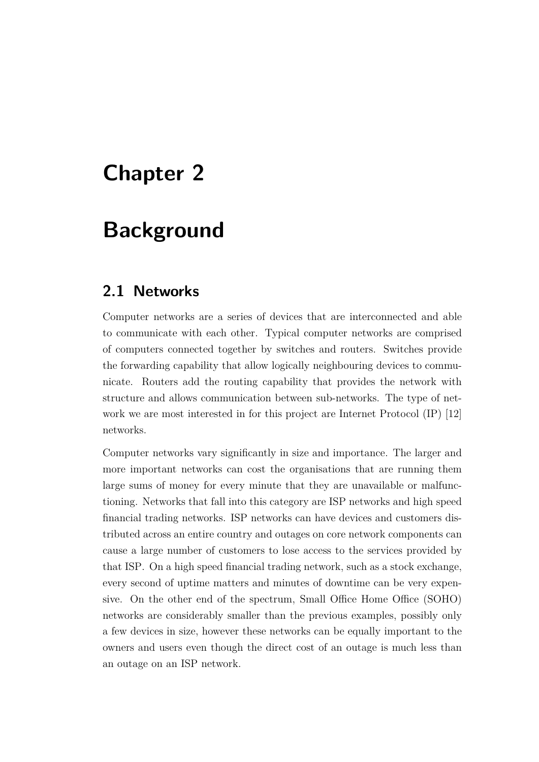# Chapter 2

# Background

## 2.1 Networks

Computer networks are a series of devices that are interconnected and able to communicate with each other. Typical computer networks are comprised of computers connected together by switches and routers. Switches provide the forwarding capability that allow logically neighbouring devices to communicate. Routers add the routing capability that provides the network with structure and allows communication between sub-networks. The type of network we are most interested in for this project are Internet Protocol (IP) [12] networks.

Computer networks vary significantly in size and importance. The larger and more important networks can cost the organisations that are running them large sums of money for every minute that they are unavailable or malfunctioning. Networks that fall into this category are ISP networks and high speed financial trading networks. ISP networks can have devices and customers distributed across an entire country and outages on core network components can cause a large number of customers to lose access to the services provided by that ISP. On a high speed financial trading network, such as a stock exchange, every second of uptime matters and minutes of downtime can be very expensive. On the other end of the spectrum, Small Office Home Office (SOHO) networks are considerably smaller than the previous examples, possibly only a few devices in size, however these networks can be equally important to the owners and users even though the direct cost of an outage is much less than an outage on an ISP network.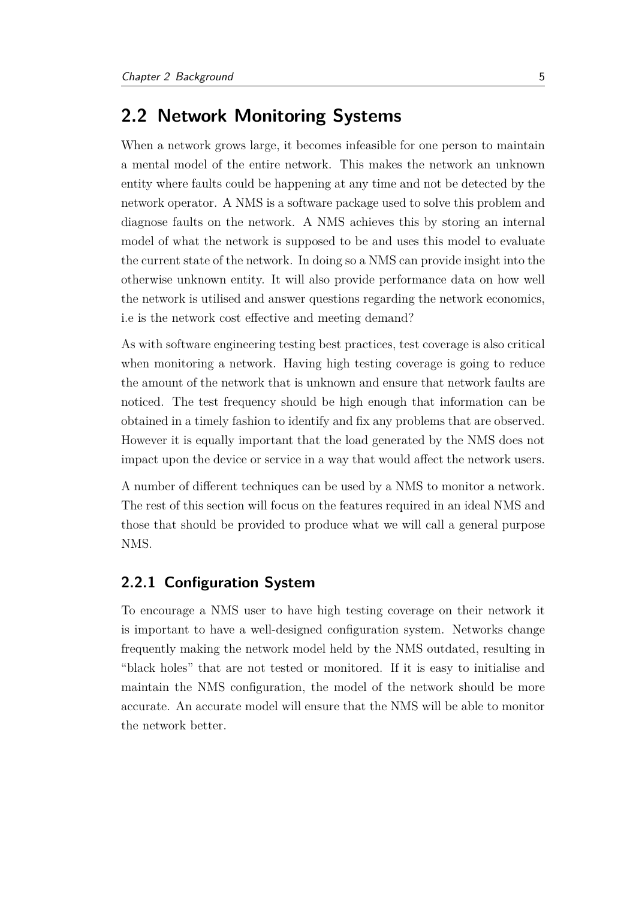## 2.2 Network Monitoring Systems

When a network grows large, it becomes infeasible for one person to maintain a mental model of the entire network. This makes the network an unknown entity where faults could be happening at any time and not be detected by the network operator. A NMS is a software package used to solve this problem and diagnose faults on the network. A NMS achieves this by storing an internal model of what the network is supposed to be and uses this model to evaluate the current state of the network. In doing so a NMS can provide insight into the otherwise unknown entity. It will also provide performance data on how well the network is utilised and answer questions regarding the network economics, i.e is the network cost effective and meeting demand?

As with software engineering testing best practices, test coverage is also critical when monitoring a network. Having high testing coverage is going to reduce the amount of the network that is unknown and ensure that network faults are noticed. The test frequency should be high enough that information can be obtained in a timely fashion to identify and fix any problems that are observed. However it is equally important that the load generated by the NMS does not impact upon the device or service in a way that would affect the network users.

A number of different techniques can be used by a NMS to monitor a network. The rest of this section will focus on the features required in an ideal NMS and those that should be provided to produce what we will call a general purpose NMS.

### 2.2.1 Configuration System

To encourage a NMS user to have high testing coverage on their network it is important to have a well-designed configuration system. Networks change frequently making the network model held by the NMS outdated, resulting in "black holes" that are not tested or monitored. If it is easy to initialise and maintain the NMS configuration, the model of the network should be more accurate. An accurate model will ensure that the NMS will be able to monitor the network better.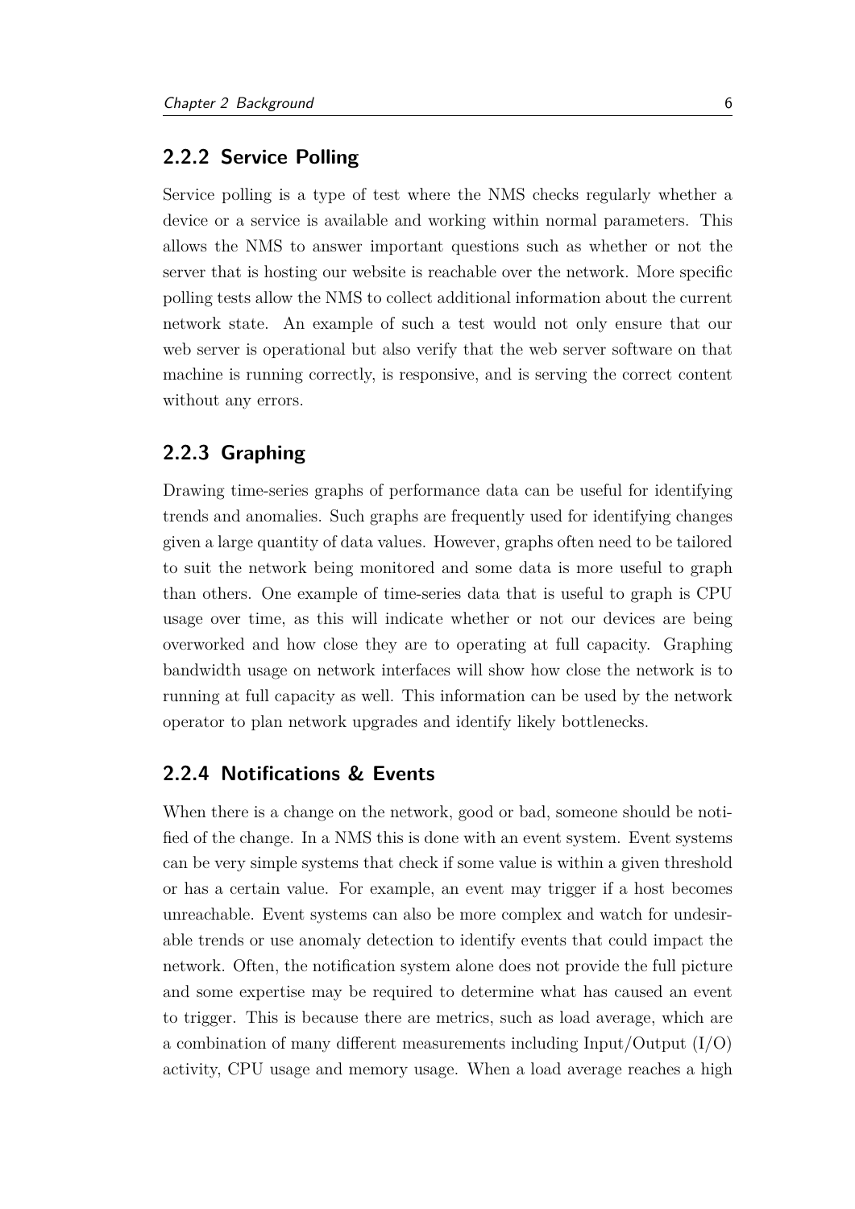### 2.2.2 Service Polling

Service polling is a type of test where the NMS checks regularly whether a device or a service is available and working within normal parameters. This allows the NMS to answer important questions such as whether or not the server that is hosting our website is reachable over the network. More specific polling tests allow the NMS to collect additional information about the current network state. An example of such a test would not only ensure that our web server is operational but also verify that the web server software on that machine is running correctly, is responsive, and is serving the correct content without any errors.

### 2.2.3 Graphing

Drawing time-series graphs of performance data can be useful for identifying trends and anomalies. Such graphs are frequently used for identifying changes given a large quantity of data values. However, graphs often need to be tailored to suit the network being monitored and some data is more useful to graph than others. One example of time-series data that is useful to graph is CPU usage over time, as this will indicate whether or not our devices are being overworked and how close they are to operating at full capacity. Graphing bandwidth usage on network interfaces will show how close the network is to running at full capacity as well. This information can be used by the network operator to plan network upgrades and identify likely bottlenecks.

### 2.2.4 Notifications & Events

When there is a change on the network, good or bad, someone should be notified of the change. In a NMS this is done with an event system. Event systems can be very simple systems that check if some value is within a given threshold or has a certain value. For example, an event may trigger if a host becomes unreachable. Event systems can also be more complex and watch for undesirable trends or use anomaly detection to identify events that could impact the network. Often, the notification system alone does not provide the full picture and some expertise may be required to determine what has caused an event to trigger. This is because there are metrics, such as load average, which are a combination of many different measurements including Input/Output (I/O) activity, CPU usage and memory usage. When a load average reaches a high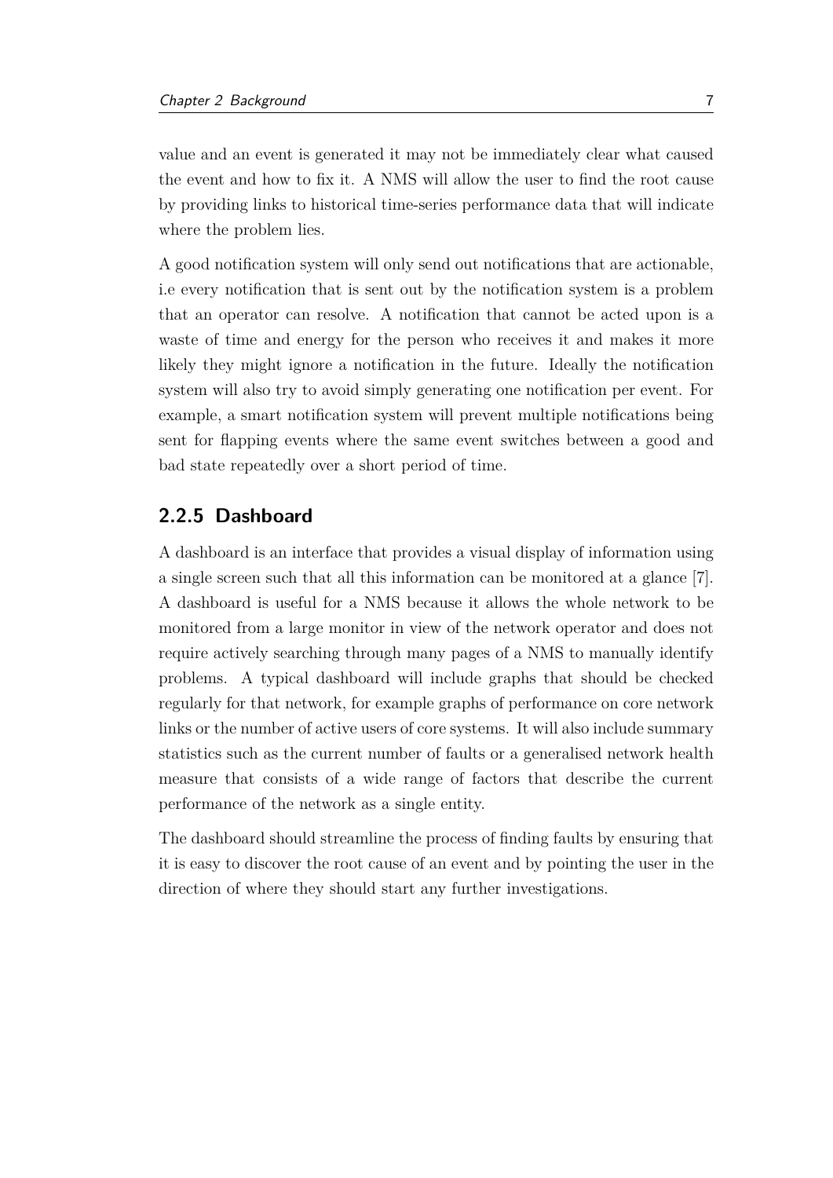value and an event is generated it may not be immediately clear what caused the event and how to fix it. A NMS will allow the user to find the root cause by providing links to historical time-series performance data that will indicate where the problem lies.

A good notification system will only send out notifications that are actionable, i.e every notification that is sent out by the notification system is a problem that an operator can resolve. A notification that cannot be acted upon is a waste of time and energy for the person who receives it and makes it more likely they might ignore a notification in the future. Ideally the notification system will also try to avoid simply generating one notification per event. For example, a smart notification system will prevent multiple notifications being sent for flapping events where the same event switches between a good and bad state repeatedly over a short period of time.

### 2.2.5 Dashboard

A dashboard is an interface that provides a visual display of information using a single screen such that all this information can be monitored at a glance [7]. A dashboard is useful for a NMS because it allows the whole network to be monitored from a large monitor in view of the network operator and does not require actively searching through many pages of a NMS to manually identify problems. A typical dashboard will include graphs that should be checked regularly for that network, for example graphs of performance on core network links or the number of active users of core systems. It will also include summary statistics such as the current number of faults or a generalised network health measure that consists of a wide range of factors that describe the current performance of the network as a single entity.

The dashboard should streamline the process of finding faults by ensuring that it is easy to discover the root cause of an event and by pointing the user in the direction of where they should start any further investigations.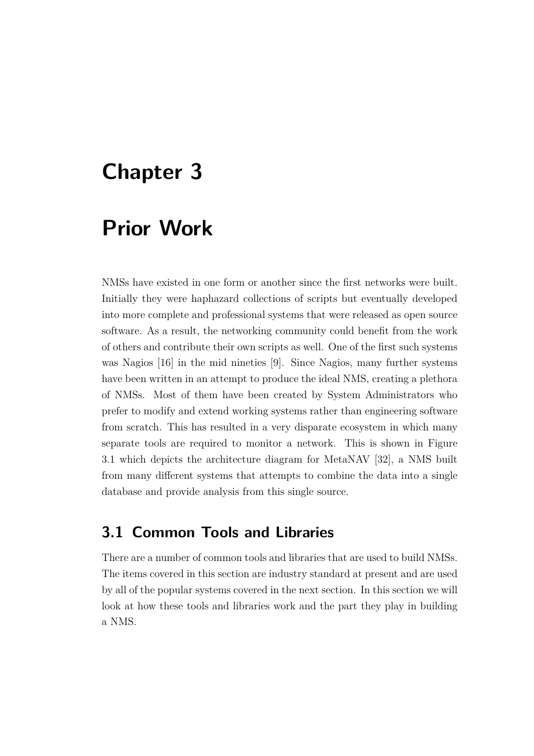# Chapter 3

# Prior Work

NMSs have existed in one form or another since the first networks were built. Initially they were haphazard collections of scripts but eventually developed into more complete and professional systems that were released as open source software. As a result, the networking community could benefit from the work of others and contribute their own scripts as well. One of the first such systems was Nagios [16] in the mid nineties [9]. Since Nagios, many further systems have been written in an attempt to produce the ideal NMS, creating a plethora of NMSs. Most of them have been created by System Administrators who prefer to modify and extend working systems rather than engineering software from scratch. This has resulted in a very disparate ecosystem in which many separate tools are required to monitor a network. This is shown in Figure 3.1 which depicts the architecture diagram for MetaNAV [32], a NMS built from many different systems that attempts to combine the data into a single database and provide analysis from this single source.

## 3.1 Common Tools and Libraries

There are a number of common tools and libraries that are used to build NMSs. The items covered in this section are industry standard at present and are used by all of the popular systems covered in the next section. In this section we will look at how these tools and libraries work and the part they play in building a NMS.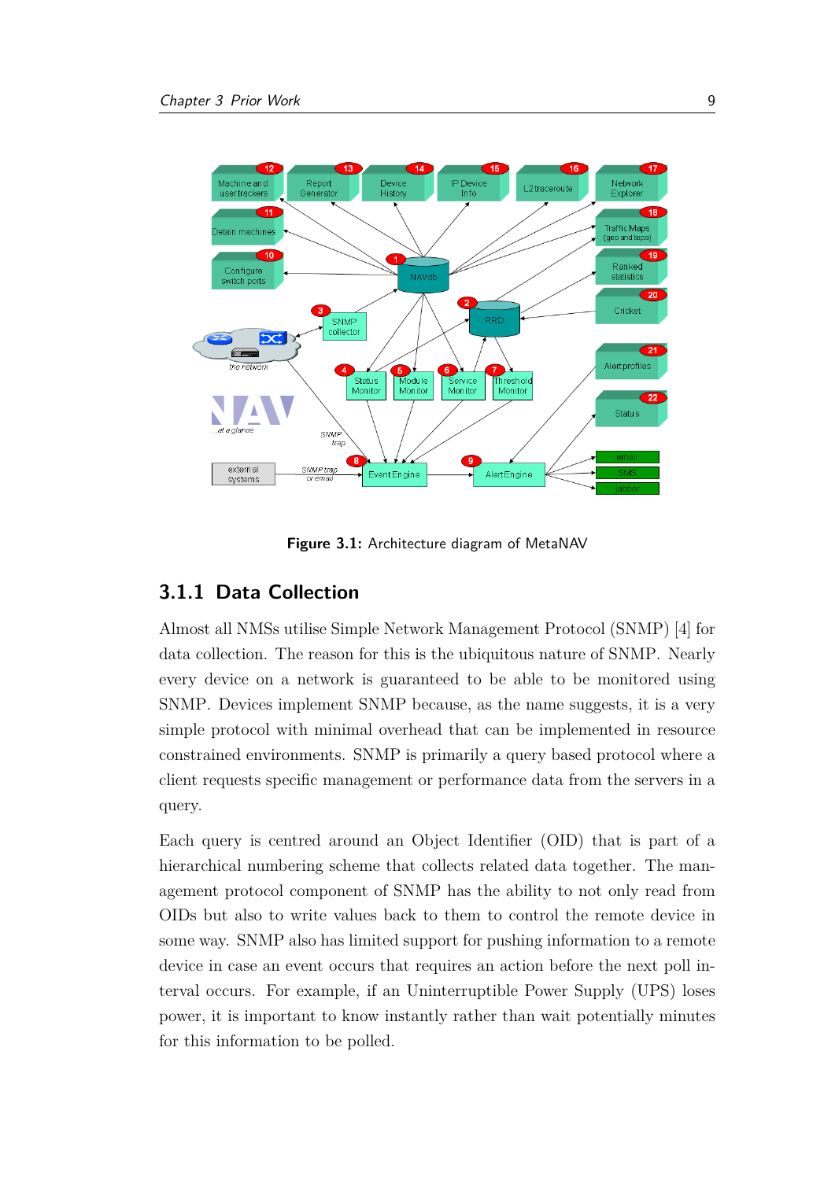Figure 3.1: Architecture diagram of MetaNAV

### 3.1.1 Data Collection

Almost all NMSs utilise Simple Network Management Protocol (SNMP) [4] for data collection. The reason for this is the ubiquitous nature of SNMP. Nearly every device on a network is guaranteed to be able to be monitored using SNMP. Devices implement SNMP because, as the name suggests, it is a very simple protocol with minimal overhead that can be implemented in resource constrained environments. SNMP is primarily a query based protocol where a client requests specific management or performance data from the servers in a query.

Each query is centred around an Object Identifier (OID) that is part of a hierarchical numbering scheme that collects related data together. The management protocol component of SNMP has the ability to not only read from OIDs but also to write values back to them to control the remote device in some way. SNMP also has limited support for pushing information to a remote device in case an event occurs that requires an action before the next poll interval occurs. For example, if an Uninterruptible Power Supply (UPS) loses power, it is important to know instantly rather than wait potentially minutes for this information to be polled.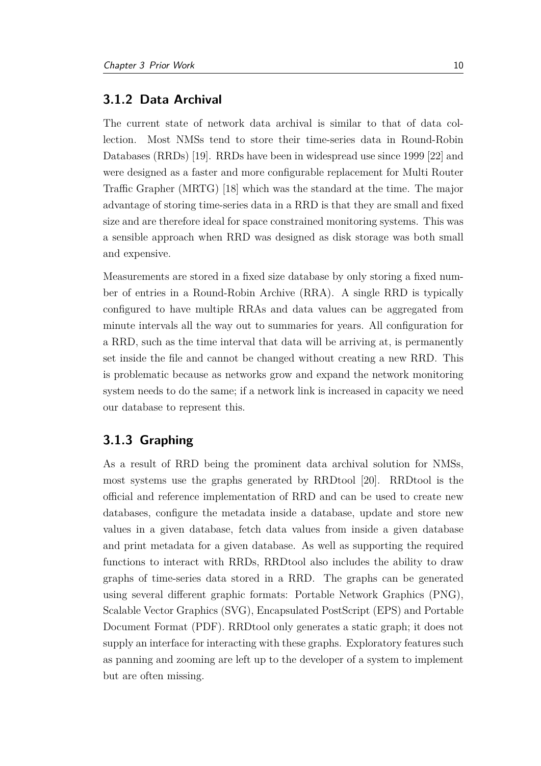### 3.1.2 Data Archival

The current state of network data archival is similar to that of data collection. Most NMSs tend to store their time-series data in Round-Robin Databases (RRDs) [19]. RRDs have been in widespread use since 1999 [22] and were designed as a faster and more configurable replacement for Multi Router Traffic Grapher (MRTG) [18] which was the standard at the time. The major advantage of storing time-series data in a RRD is that they are small and fixed size and are therefore ideal for space constrained monitoring systems. This was a sensible approach when RRD was designed as disk storage was both small and expensive.

Measurements are stored in a fixed size database by only storing a fixed number of entries in a Round-Robin Archive (RRA). A single RRD is typically configured to have multiple RRAs and data values can be aggregated from minute intervals all the way out to summaries for years. All configuration for a RRD, such as the time interval that data will be arriving at, is permanently set inside the file and cannot be changed without creating a new RRD. This is problematic because as networks grow and expand the network monitoring system needs to do the same; if a network link is increased in capacity we need our database to represent this.

### 3.1.3 Graphing

As a result of RRD being the prominent data archival solution for NMSs, most systems use the graphs generated by RRDtool [20]. RRDtool is the official and reference implementation of RRD and can be used to create new databases, configure the metadata inside a database, update and store new values in a given database, fetch data values from inside a given database and print metadata for a given database. As well as supporting the required functions to interact with RRDs, RRDtool also includes the ability to draw graphs of time-series data stored in a RRD. The graphs can be generated using several different graphic formats: Portable Network Graphics (PNG), Scalable Vector Graphics (SVG), Encapsulated PostScript (EPS) and Portable Document Format (PDF). RRDtool only generates a static graph; it does not supply an interface for interacting with these graphs. Exploratory features such as panning and zooming are left up to the developer of a system to implement but are often missing.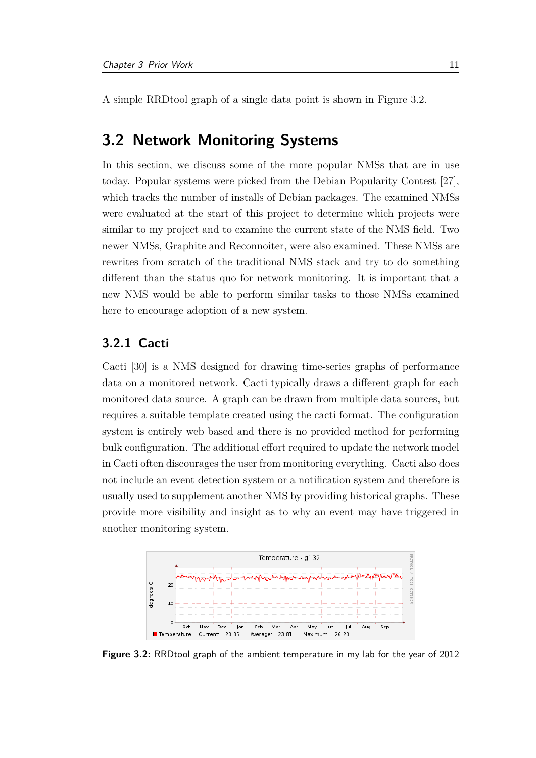A simple RRDtool graph of a single data point is shown in Figure 3.2.

## 3.2 Network Monitoring Systems

In this section, we discuss some of the more popular NMSs that are in use today. Popular systems were picked from the Debian Popularity Contest [27], which tracks the number of installs of Debian packages. The examined NMSs were evaluated at the start of this project to determine which projects were similar to my project and to examine the current state of the NMS field. Two newer NMSs, Graphite and Reconnoiter, were also examined. These NMSs are rewrites from scratch of the traditional NMS stack and try to do something different than the status quo for network monitoring. It is important that a new NMS would be able to perform similar tasks to those NMSs examined here to encourage adoption of a new system.

### 3.2.1 Cacti

Cacti [30] is a NMS designed for drawing time-series graphs of performance data on a monitored network. Cacti typically draws a different graph for each monitored data source. A graph can be drawn from multiple data sources, but requires a suitable template created using the cacti format. The configuration system is entirely web based and there is no provided method for performing bulk configuration. The additional effort required to update the network model in Cacti often discourages the user from monitoring everything. Cacti also does not include an event detection system or a notification system and therefore is usually used to supplement another NMS by providing historical graphs. These provide more visibility and insight as to why an event may have triggered in another monitoring system.

**Figure 3.2:** RRDtool graph of the ambient temperature in my lab for the year of 2012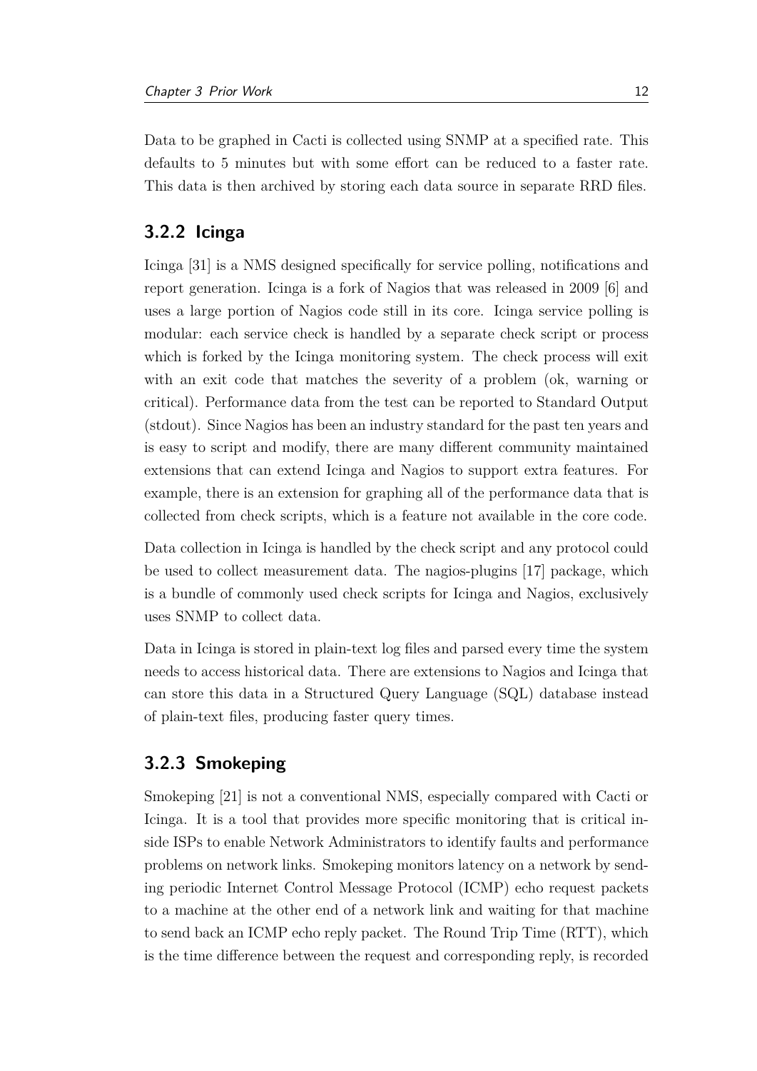Data to be graphed in Cacti is collected using SNMP at a specified rate. This defaults to 5 minutes but with some effort can be reduced to a faster rate. This data is then archived by storing each data source in separate RRD files.

### 3.2.2 Icinga

Icinga [31] is a NMS designed specifically for service polling, notifications and report generation. Icinga is a fork of Nagios that was released in 2009 [6] and uses a large portion of Nagios code still in its core. Icinga service polling is modular: each service check is handled by a separate check script or process which is forked by the Icinga monitoring system. The check process will exit with an exit code that matches the severity of a problem (ok, warning or critical). Performance data from the test can be reported to Standard Output (stdout). Since Nagios has been an industry standard for the past ten years and is easy to script and modify, there are many different community maintained extensions that can extend Icinga and Nagios to support extra features. For example, there is an extension for graphing all of the performance data that is collected from check scripts, which is a feature not available in the core code.

Data collection in Icinga is handled by the check script and any protocol could be used to collect measurement data. The nagios-plugins [17] package, which is a bundle of commonly used check scripts for Icinga and Nagios, exclusively uses SNMP to collect data.

Data in Icinga is stored in plain-text log files and parsed every time the system needs to access historical data. There are extensions to Nagios and Icinga that can store this data in a Structured Query Language (SQL) database instead of plain-text files, producing faster query times.

### 3.2.3 Smokeping

Smokeping [21] is not a conventional NMS, especially compared with Cacti or Icinga. It is a tool that provides more specific monitoring that is critical inside ISPs to enable Network Administrators to identify faults and performance problems on network links. Smokeping monitors latency on a network by sending periodic Internet Control Message Protocol (ICMP) echo request packets to a machine at the other end of a network link and waiting for that machine to send back an ICMP echo reply packet. The Round Trip Time (RTT), which is the time difference between the request and corresponding reply, is recorded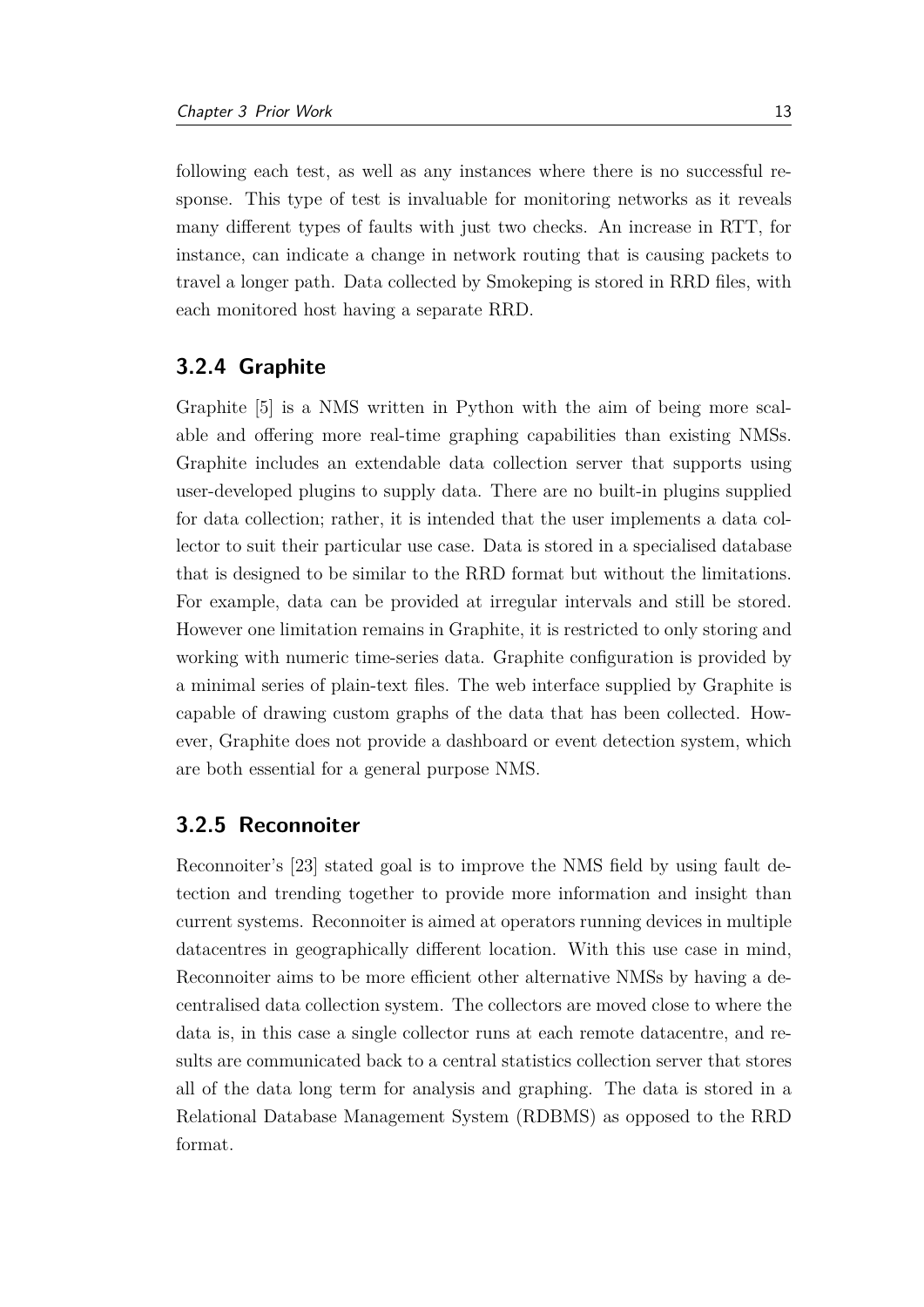following each test, as well as any instances where there is no successful response. This type of test is invaluable for monitoring networks as it reveals many different types of faults with just two checks. An increase in RTT, for instance, can indicate a change in network routing that is causing packets to travel a longer path. Data collected by Smokeping is stored in RRD files, with each monitored host having a separate RRD.

### 3.2.4 Graphite

Graphite [5] is a NMS written in Python with the aim of being more scalable and offering more real-time graphing capabilities than existing NMSs. Graphite includes an extendable data collection server that supports using user-developed plugins to supply data. There are no built-in plugins supplied for data collection; rather, it is intended that the user implements a data collector to suit their particular use case. Data is stored in a specialised database that is designed to be similar to the RRD format but without the limitations. For example, data can be provided at irregular intervals and still be stored. However one limitation remains in Graphite, it is restricted to only storing and working with numeric time-series data. Graphite configuration is provided by a minimal series of plain-text files. The web interface supplied by Graphite is capable of drawing custom graphs of the data that has been collected. However, Graphite does not provide a dashboard or event detection system, which are both essential for a general purpose NMS.

### 3.2.5 Reconnoiter

Reconnoiter's [23] stated goal is to improve the NMS field by using fault detection and trending together to provide more information and insight than current systems. Reconnoiter is aimed at operators running devices in multiple datacentres in geographically different location. With this use case in mind, Reconnoiter aims to be more efficient other alternative NMSs by having a decentralised data collection system. The collectors are moved close to where the data is, in this case a single collector runs at each remote datacentre, and results are communicated back to a central statistics collection server that stores all of the data long term for analysis and graphing. The data is stored in a Relational Database Management System (RDBMS) as opposed to the RRD format.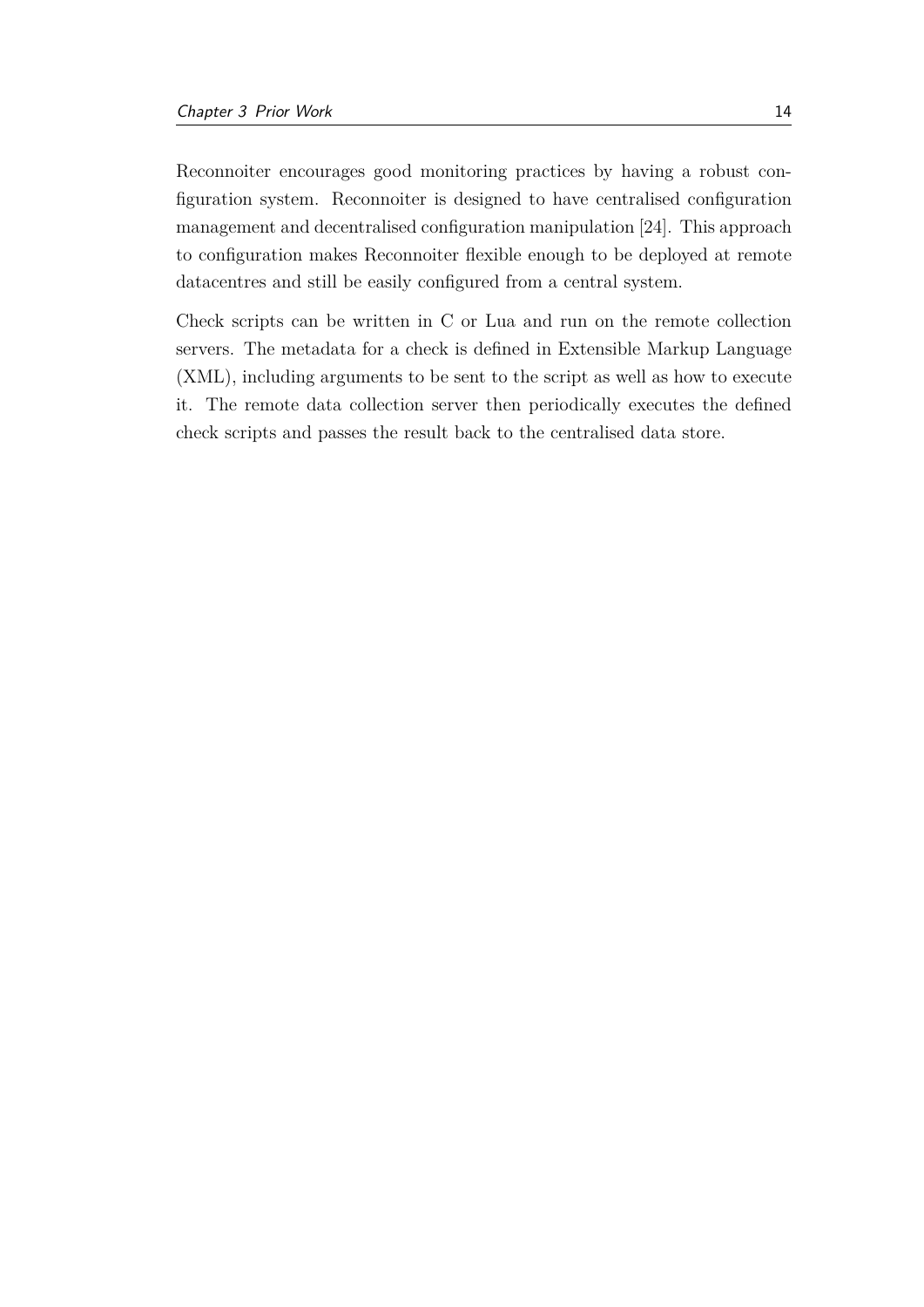Reconnoiter encourages good monitoring practices by having a robust configuration system. Reconnoiter is designed to have centralised configuration management and decentralised configuration manipulation [24]. This approach to configuration makes Reconnoiter flexible enough to be deployed at remote datacentres and still be easily configured from a central system.

Check scripts can be written in C or Lua and run on the remote collection servers. The metadata for a check is defined in Extensible Markup Language (XML), including arguments to be sent to the script as well as how to execute it. The remote data collection server then periodically executes the defined check scripts and passes the result back to the centralised data store.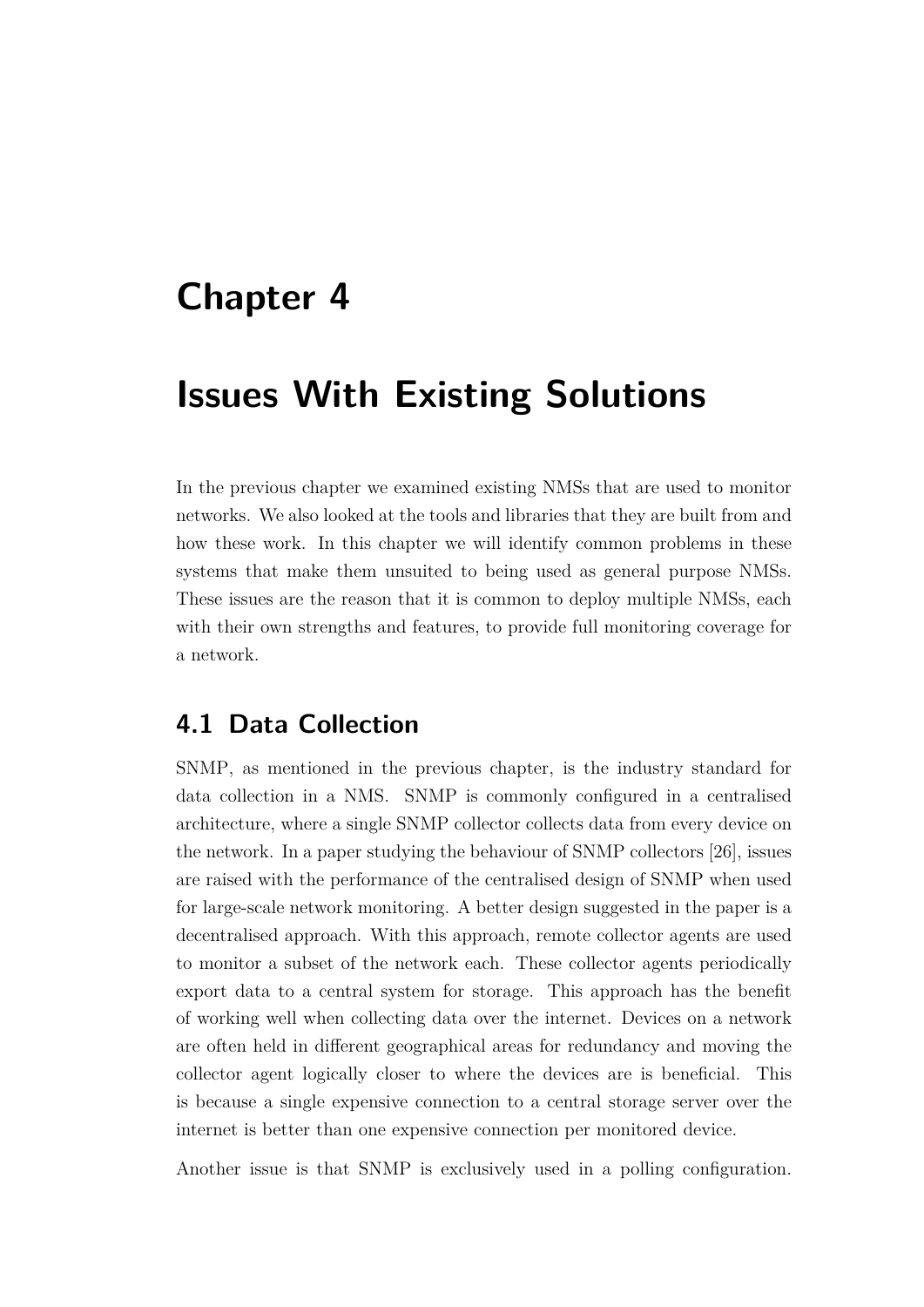# Chapter 4

# Issues With Existing Solutions

In the previous chapter we examined existing NMSs that are used to monitor networks. We also looked at the tools and libraries that they are built from and how these work. In this chapter we will identify common problems in these systems that make them unsuited to being used as general purpose NMSs. These issues are the reason that it is common to deploy multiple NMSs, each with their own strengths and features, to provide full monitoring coverage for a network.

## 4.1 Data Collection

SNMP, as mentioned in the previous chapter, is the industry standard for data collection in a NMS. SNMP is commonly configured in a centralised architecture, where a single SNMP collector collects data from every device on the network. In a paper studying the behaviour of SNMP collectors [26], issues are raised with the performance of the centralised design of SNMP when used for large-scale network monitoring. A better design suggested in the paper is a decentralised approach. With this approach, remote collector agents are used to monitor a subset of the network each. These collector agents periodically export data to a central system for storage. This approach has the benefit of working well when collecting data over the internet. Devices on a network are often held in different geographical areas for redundancy and moving the collector agent logically closer to where the devices are is beneficial. This is because a single expensive connection to a central storage server over the internet is better than one expensive connection per monitored device.

Another issue is that SNMP is exclusively used in a polling configuration.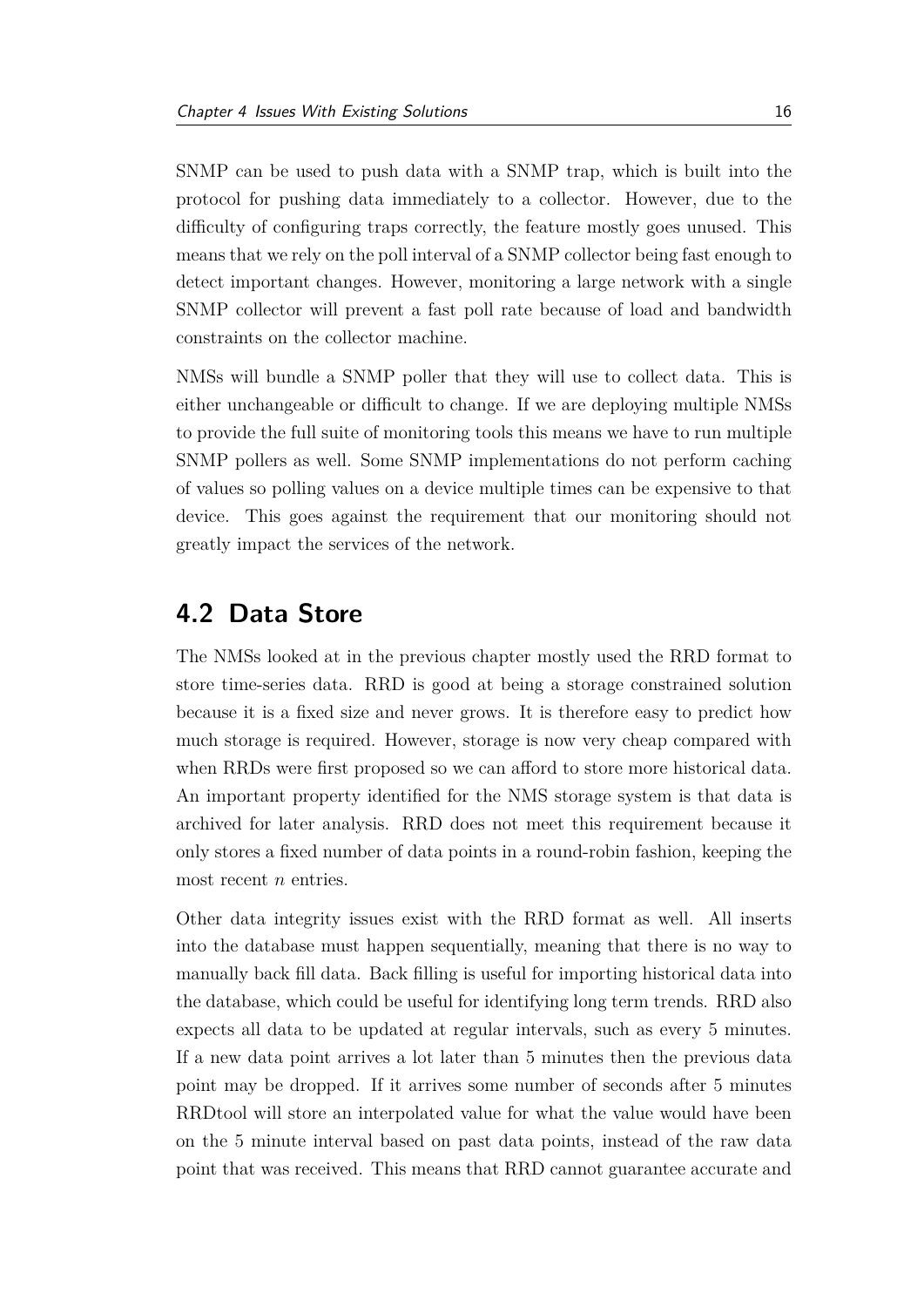SNMP can be used to push data with a SNMP trap, which is built into the protocol for pushing data immediately to a collector. However, due to the difficulty of configuring traps correctly, the feature mostly goes unused. This means that we rely on the poll interval of a SNMP collector being fast enough to detect important changes. However, monitoring a large network with a single SNMP collector will prevent a fast poll rate because of load and bandwidth constraints on the collector machine.

NMSs will bundle a SNMP poller that they will use to collect data. This is either unchangeable or difficult to change. If we are deploying multiple NMSs to provide the full suite of monitoring tools this means we have to run multiple SNMP pollers as well. Some SNMP implementations do not perform caching of values so polling values on a device multiple times can be expensive to that device. This goes against the requirement that our monitoring should not greatly impact the services of the network.

## 4.2 Data Store

The NMSs looked at in the previous chapter mostly used the RRD format to store time-series data. RRD is good at being a storage constrained solution because it is a fixed size and never grows. It is therefore easy to predict how much storage is required. However, storage is now very cheap compared with when RRDs were first proposed so we can afford to store more historical data. An important property identified for the NMS storage system is that data is archived for later analysis. RRD does not meet this requirement because it only stores a fixed number of data points in a round-robin fashion, keeping the most recent $n$ entries.

Other data integrity issues exist with the RRD format as well. All inserts into the database must happen sequentially, meaning that there is no way to manually back fill data. Back filling is useful for importing historical data into the database, which could be useful for identifying long term trends. RRD also expects all data to be updated at regular intervals, such as every 5 minutes. If a new data point arrives a lot later than 5 minutes then the previous data point may be dropped. If it arrives some number of seconds after 5 minutes RRDtool will store an interpolated value for what the value would have been on the 5 minute interval based on past data points, instead of the raw data point that was received. This means that RRD cannot guarantee accurate and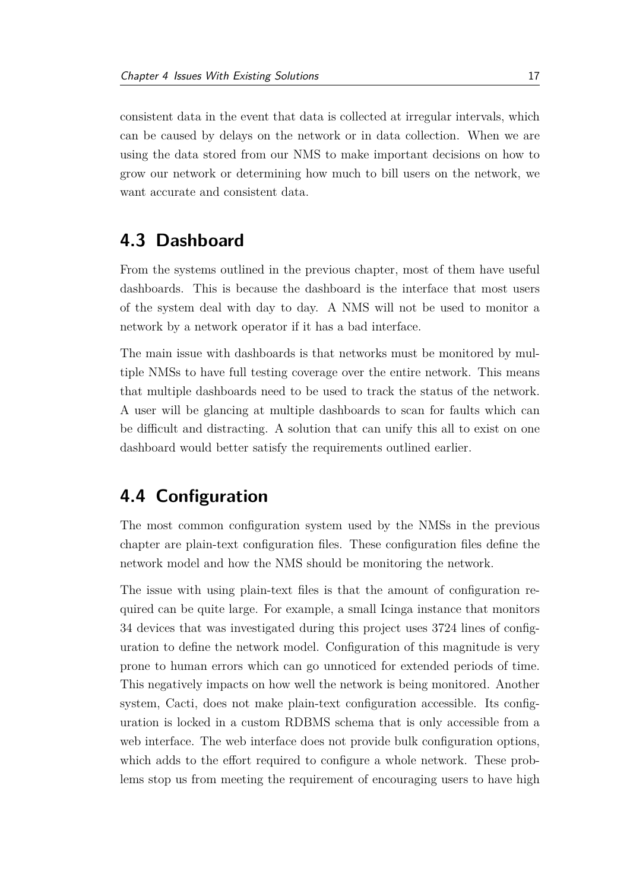consistent data in the event that data is collected at irregular intervals, which can be caused by delays on the network or in data collection. When we are using the data stored from our NMS to make important decisions on how to grow our network or determining how much to bill users on the network, we want accurate and consistent data.

## 4.3 Dashboard

From the systems outlined in the previous chapter, most of them have useful dashboards. This is because the dashboard is the interface that most users of the system deal with day to day. A NMS will not be used to monitor a network by a network operator if it has a bad interface.

The main issue with dashboards is that networks must be monitored by multiple NMSs to have full testing coverage over the entire network. This means that multiple dashboards need to be used to track the status of the network. A user will be glancing at multiple dashboards to scan for faults which can be difficult and distracting. A solution that can unify this all to exist on one dashboard would better satisfy the requirements outlined earlier.

## 4.4 Configuration

The most common configuration system used by the NMSs in the previous chapter are plain-text configuration files. These configuration files define the network model and how the NMS should be monitoring the network.

The issue with using plain-text files is that the amount of configuration required can be quite large. For example, a small Icinga instance that monitors 34 devices that was investigated during this project uses 3724 lines of configuration to define the network model. Configuration of this magnitude is very prone to human errors which can go unnoticed for extended periods of time. This negatively impacts on how well the network is being monitored. Another system, Cacti, does not make plain-text configuration accessible. Its configuration is locked in a custom RDBMS schema that is only accessible from a web interface. The web interface does not provide bulk configuration options, which adds to the effort required to configure a whole network. These problems stop us from meeting the requirement of encouraging users to have high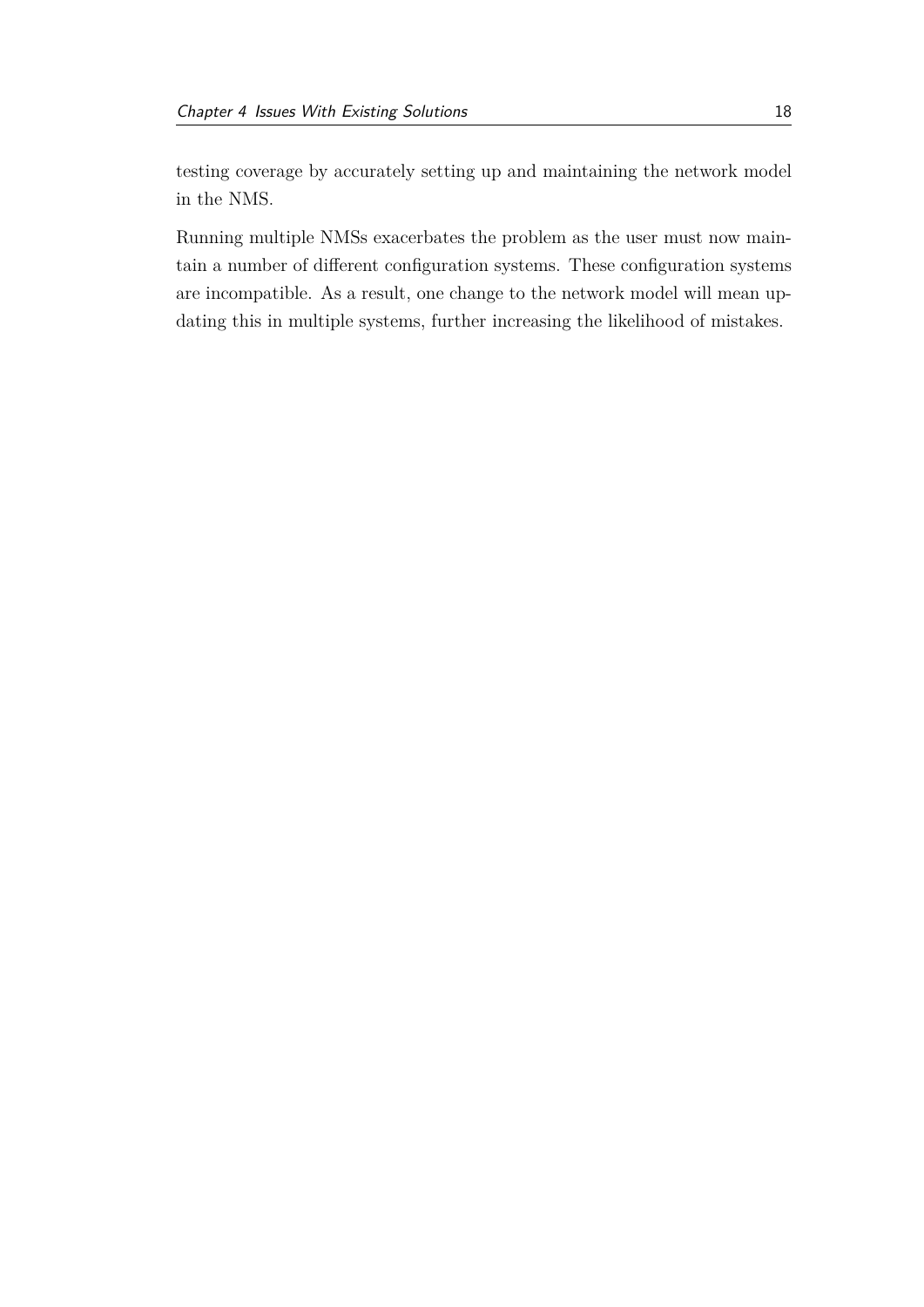testing coverage by accurately setting up and maintaining the network model in the NMS.

Running multiple NMSs exacerbates the problem as the user must now maintain a number of different configuration systems. These configuration systems are incompatible. As a result, one change to the network model will mean updating this in multiple systems, further increasing the likelihood of mistakes.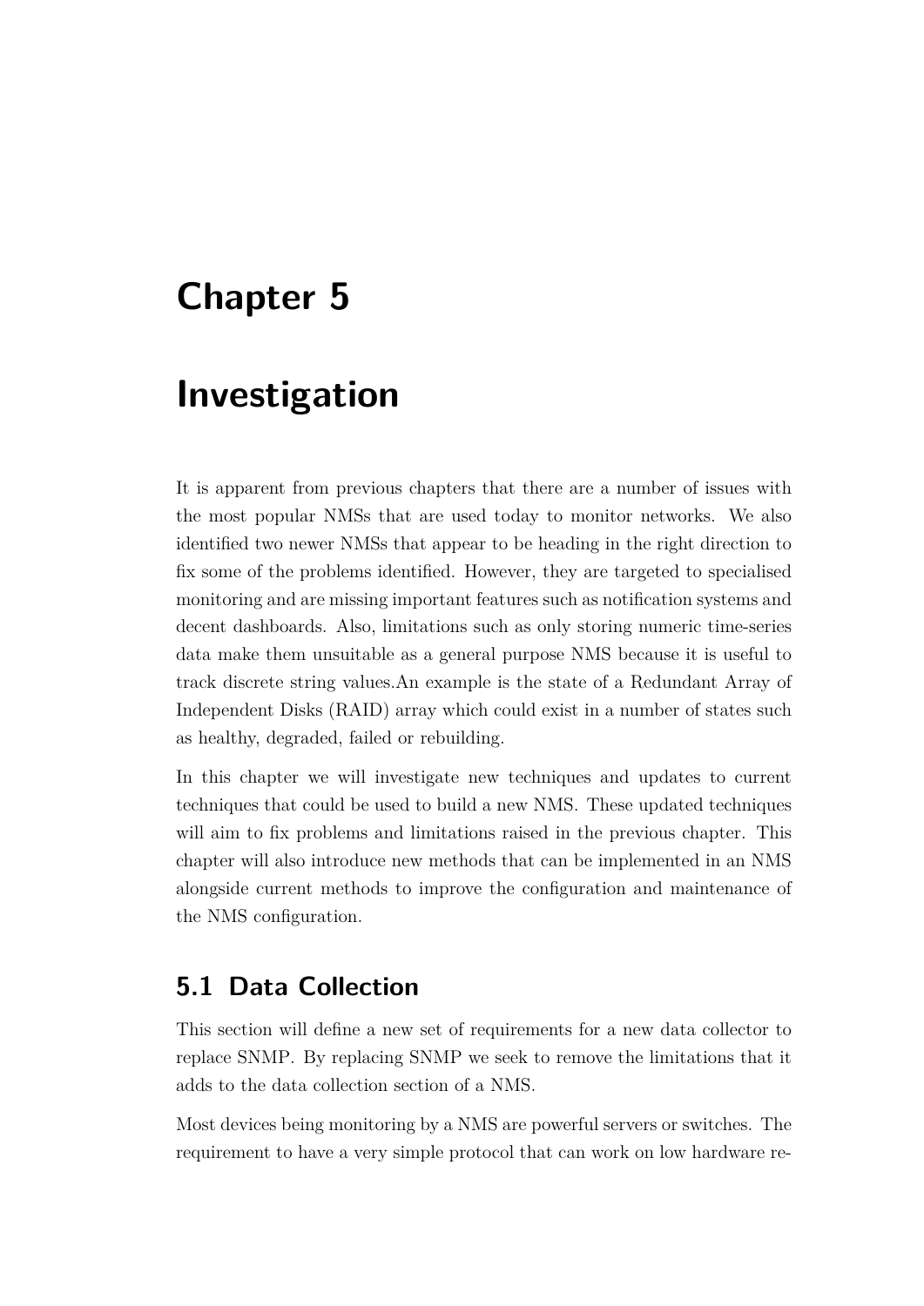# Chapter 5

# Investigation

It is apparent from previous chapters that there are a number of issues with the most popular NMSs that are used today to monitor networks. We also identified two newer NMSs that appear to be heading in the right direction to fix some of the problems identified. However, they are targeted to specialised monitoring and are missing important features such as notification systems and decent dashboards. Also, limitations such as only storing numeric time-series data make them unsuitable as a general purpose NMS because it is useful to track discrete string values.An example is the state of a Redundant Array of Independent Disks (RAID) array which could exist in a number of states such as healthy, degraded, failed or rebuilding.

In this chapter we will investigate new techniques and updates to current techniques that could be used to build a new NMS. These updated techniques will aim to fix problems and limitations raised in the previous chapter. This chapter will also introduce new methods that can be implemented in an NMS alongside current methods to improve the configuration and maintenance of the NMS configuration.

## 5.1 Data Collection

This section will define a new set of requirements for a new data collector to replace SNMP. By replacing SNMP we seek to remove the limitations that it adds to the data collection section of a NMS.

Most devices being monitoring by a NMS are powerful servers or switches. The requirement to have a very simple protocol that can work on low hardware re-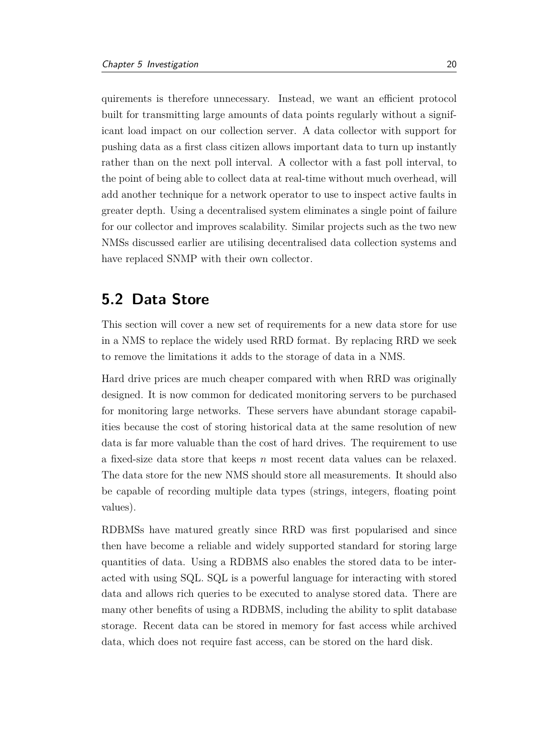quirements is therefore unnecessary. Instead, we want an efficient protocol built for transmitting large amounts of data points regularly without a significant load impact on our collection server. A data collector with support for pushing data as a first class citizen allows important data to turn up instantly rather than on the next poll interval. A collector with a fast poll interval, to the point of being able to collect data at real-time without much overhead, will add another technique for a network operator to use to inspect active faults in greater depth. Using a decentralised system eliminates a single point of failure for our collector and improves scalability. Similar projects such as the two new NMSs discussed earlier are utilising decentralised data collection systems and have replaced SNMP with their own collector.

## 5.2 Data Store

This section will cover a new set of requirements for a new data store for use in a NMS to replace the widely used RRD format. By replacing RRD we seek to remove the limitations it adds to the storage of data in a NMS.

Hard drive prices are much cheaper compared with when RRD was originally designed. It is now common for dedicated monitoring servers to be purchased for monitoring large networks. These servers have abundant storage capabilities because the cost of storing historical data at the same resolution of new data is far more valuable than the cost of hard drives. The requirement to use a fixed-size data store that keeps $n$ most recent data values can be relaxed. The data store for the new NMS should store all measurements. It should also be capable of recording multiple data types (strings, integers, floating point values).

RDBMSs have matured greatly since RRD was first popularised and since then have become a reliable and widely supported standard for storing large quantities of data. Using a RDBMS also enables the stored data to be interacted with using SQL. SQL is a powerful language for interacting with stored data and allows rich queries to be executed to analyse stored data. There are many other benefits of using a RDBMS, including the ability to split database storage. Recent data can be stored in memory for fast access while archived data, which does not require fast access, can be stored on the hard disk.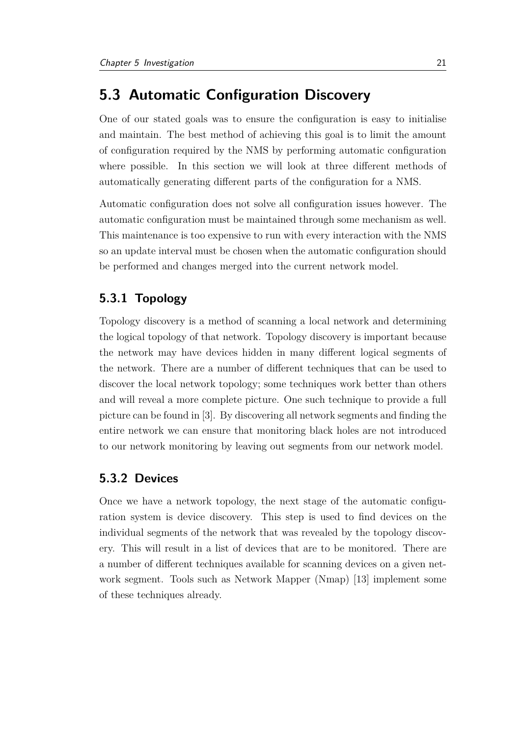## 5.3 Automatic Configuration Discovery

One of our stated goals was to ensure the configuration is easy to initialise and maintain. The best method of achieving this goal is to limit the amount of configuration required by the NMS by performing automatic configuration where possible. In this section we will look at three different methods of automatically generating different parts of the configuration for a NMS.

Automatic configuration does not solve all configuration issues however. The automatic configuration must be maintained through some mechanism as well. This maintenance is too expensive to run with every interaction with the NMS so an update interval must be chosen when the automatic configuration should be performed and changes merged into the current network model.

### 5.3.1 Topology

Topology discovery is a method of scanning a local network and determining the logical topology of that network. Topology discovery is important because the network may have devices hidden in many different logical segments of the network. There are a number of different techniques that can be used to discover the local network topology; some techniques work better than others and will reveal a more complete picture. One such technique to provide a full picture can be found in [3]. By discovering all network segments and finding the entire network we can ensure that monitoring black holes are not introduced to our network monitoring by leaving out segments from our network model.

### 5.3.2 Devices

Once we have a network topology, the next stage of the automatic configuration system is device discovery. This step is used to find devices on the individual segments of the network that was revealed by the topology discovery. This will result in a list of devices that are to be monitored. There are a number of different techniques available for scanning devices on a given network segment. Tools such as Network Mapper (Nmap) [13] implement some of these techniques already.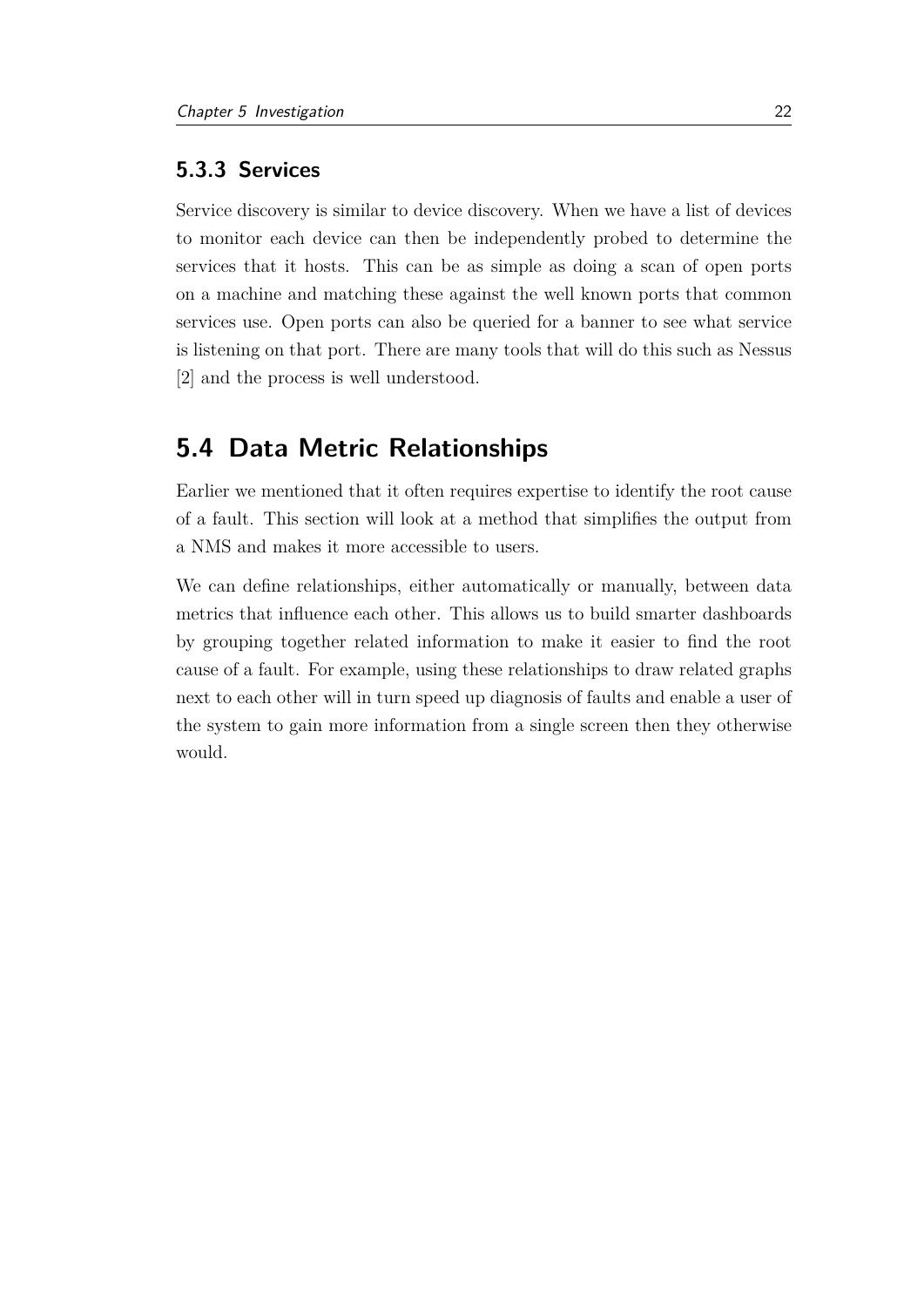### 5.3.3 Services

Service discovery is similar to device discovery. When we have a list of devices to monitor each device can then be independently probed to determine the services that it hosts. This can be as simple as doing a scan of open ports on a machine and matching these against the well known ports that common services use. Open ports can also be queried for a banner to see what service is listening on that port. There are many tools that will do this such as Nessus [2] and the process is well understood.

## 5.4 Data Metric Relationships

Earlier we mentioned that it often requires expertise to identify the root cause of a fault. This section will look at a method that simplifies the output from a NMS and makes it more accessible to users.

We can define relationships, either automatically or manually, between data metrics that influence each other. This allows us to build smarter dashboards by grouping together related information to make it easier to find the root cause of a fault. For example, using these relationships to draw related graphs next to each other will in turn speed up diagnosis of faults and enable a user of the system to gain more information from a single screen then they otherwise would.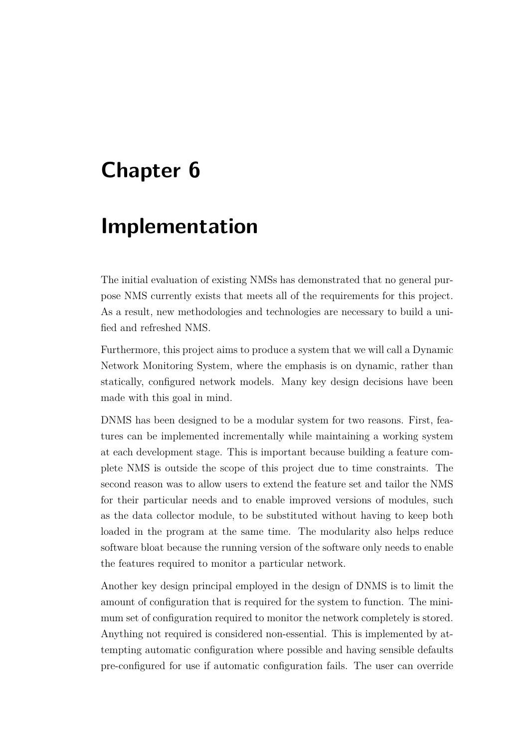# Chapter 6

# Implementation

The initial evaluation of existing NMSs has demonstrated that no general purpose NMS currently exists that meets all of the requirements for this project. As a result, new methodologies and technologies are necessary to build a unified and refreshed NMS.

Furthermore, this project aims to produce a system that we will call a Dynamic Network Monitoring System, where the emphasis is on dynamic, rather than statically, configured network models. Many key design decisions have been made with this goal in mind.

DNMS has been designed to be a modular system for two reasons. First, features can be implemented incrementally while maintaining a working system at each development stage. This is important because building a feature complete NMS is outside the scope of this project due to time constraints. The second reason was to allow users to extend the feature set and tailor the NMS for their particular needs and to enable improved versions of modules, such as the data collector module, to be substituted without having to keep both loaded in the program at the same time. The modularity also helps reduce software bloat because the running version of the software only needs to enable the features required to monitor a particular network.

Another key design principal employed in the design of DNMS is to limit the amount of configuration that is required for the system to function. The minimum set of configuration required to monitor the network completely is stored. Anything not required is considered non-essential. This is implemented by attempting automatic configuration where possible and having sensible defaults pre-configured for use if automatic configuration fails. The user can override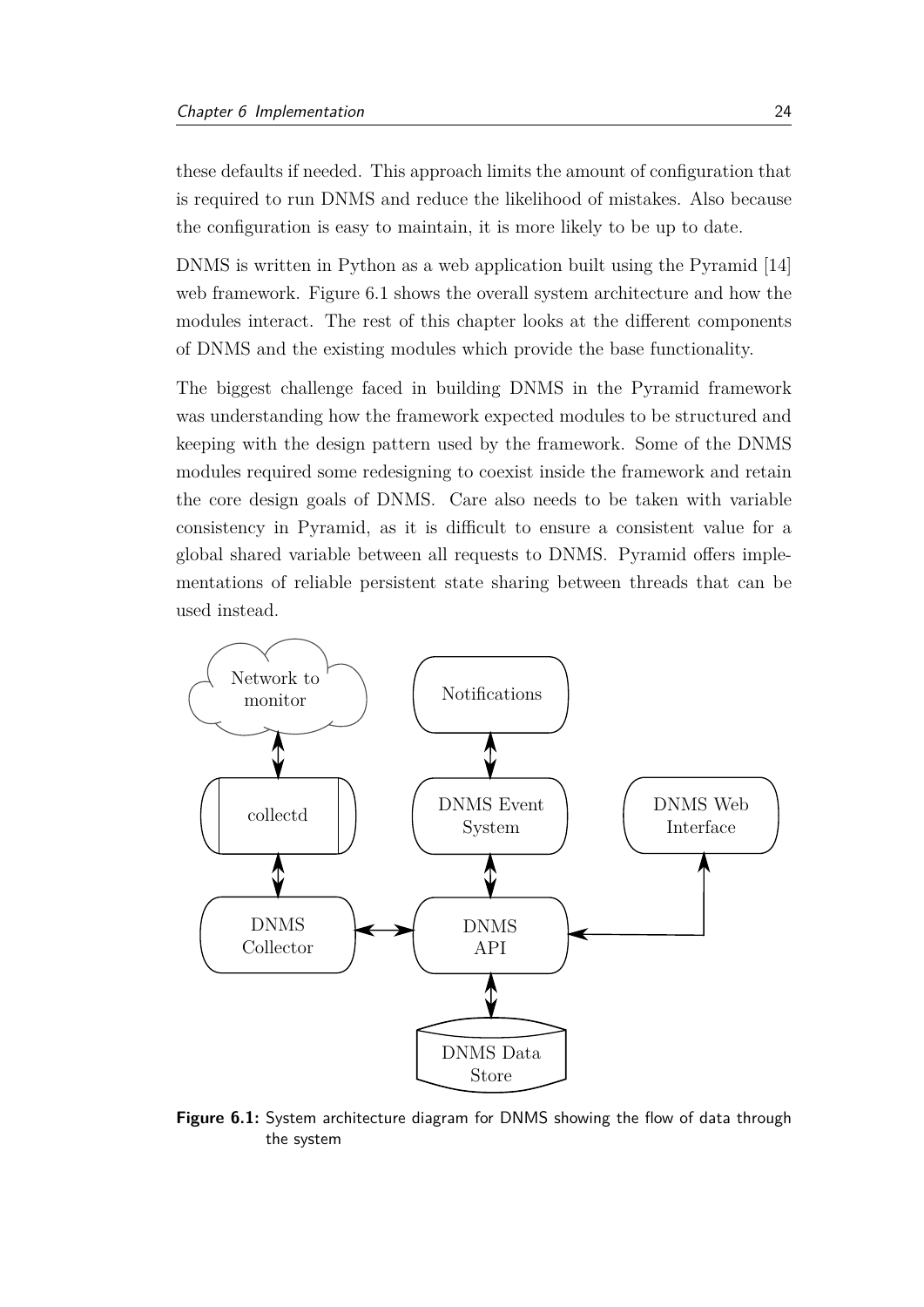these defaults if needed. This approach limits the amount of configuration that is required to run DNMS and reduce the likelihood of mistakes. Also because the configuration is easy to maintain, it is more likely to be up to date.

DNMS is written in Python as a web application built using the Pyramid [14] web framework. Figure 6.1 shows the overall system architecture and how the modules interact. The rest of this chapter looks at the different components of DNMS and the existing modules which provide the base functionality.

The biggest challenge faced in building DNMS in the Pyramid framework was understanding how the framework expected modules to be structured and keeping with the design pattern used by the framework. Some of the DNMS modules required some redesigning to coexist inside the framework and retain the core design goals of DNMS. Care also needs to be taken with variable consistency in Pyramid, as it is difficult to ensure a consistent value for a global shared variable between all requests to DNMS. Pyramid offers implementations of reliable persistent state sharing between threads that can be used instead.

**Figure 6.1:** System architecture diagram for DNMS showing the flow of data through the system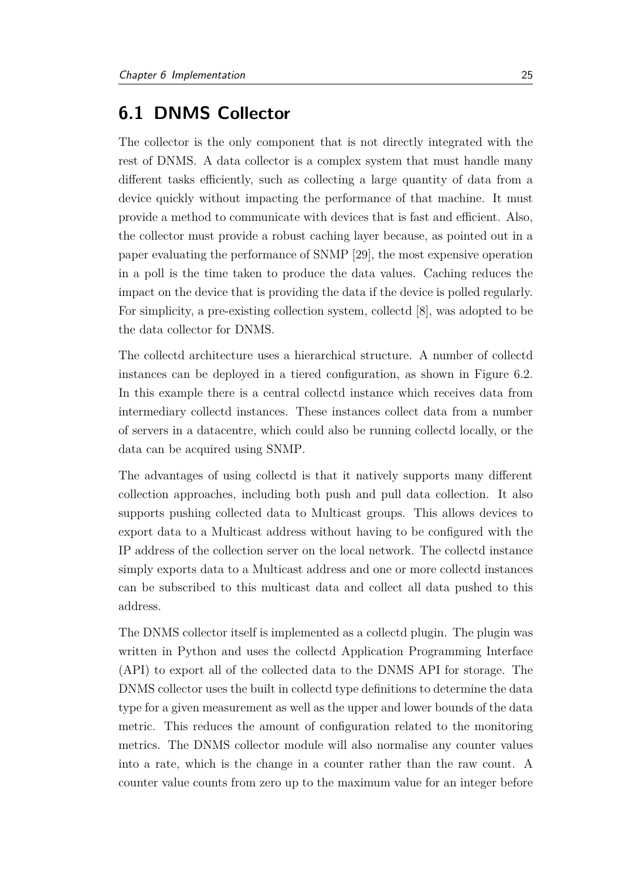## 6.1 DNMS Collector

The collector is the only component that is not directly integrated with the rest of DNMS. A data collector is a complex system that must handle many different tasks efficiently, such as collecting a large quantity of data from a device quickly without impacting the performance of that machine. It must provide a method to communicate with devices that is fast and efficient. Also, the collector must provide a robust caching layer because, as pointed out in a paper evaluating the performance of SNMP [29], the most expensive operation in a poll is the time taken to produce the data values. Caching reduces the impact on the device that is providing the data if the device is polled regularly. For simplicity, a pre-existing collection system, collectd [8], was adopted to be the data collector for DNMS.

The collectd architecture uses a hierarchical structure. A number of collectd instances can be deployed in a tiered configuration, as shown in Figure 6.2. In this example there is a central collectd instance which receives data from intermediary collectd instances. These instances collect data from a number of servers in a datacentre, which could also be running collectd locally, or the data can be acquired using SNMP.

The advantages of using collectd is that it natively supports many different collection approaches, including both push and pull data collection. It also supports pushing collected data to Multicast groups. This allows devices to export data to a Multicast address without having to be configured with the IP address of the collection server on the local network. The collectd instance simply exports data to a Multicast address and one or more collectd instances can be subscribed to this multicast data and collect all data pushed to this address.

The DNMS collector itself is implemented as a collectd plugin. The plugin was written in Python and uses the collectd Application Programming Interface (API) to export all of the collected data to the DNMS API for storage. The DNMS collector uses the built in collectd type definitions to determine the data type for a given measurement as well as the upper and lower bounds of the data metric. This reduces the amount of configuration related to the monitoring metrics. The DNMS collector module will also normalise any counter values into a rate, which is the change in a counter rather than the raw count. A counter value counts from zero up to the maximum value for an integer before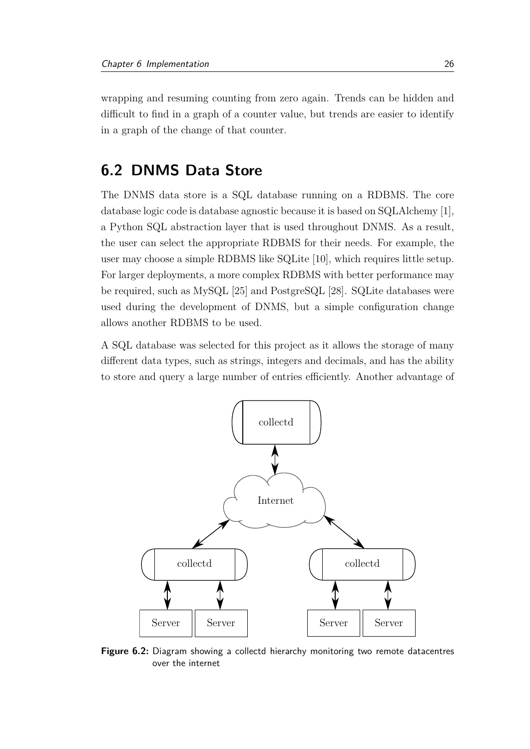wrapping and resuming counting from zero again. Trends can be hidden and difficult to find in a graph of a counter value, but trends are easier to identify in a graph of the change of that counter.

## 6.2 DNMS Data Store

The DNMS data store is a SQL database running on a RDBMS. The core database logic code is database agnostic because it is based on SQLAlchemy [1], a Python SQL abstraction layer that is used throughout DNMS. As a result, the user can select the appropriate RDBMS for their needs. For example, the user may choose a simple RDBMS like SQLite [10], which requires little setup. For larger deployments, a more complex RDBMS with better performance may be required, such as MySQL [25] and PostgreSQL [28]. SQLite databases were used during the development of DNMS, but a simple configuration change allows another RDBMS to be used.

A SQL database was selected for this project as it allows the storage of many different data types, such as strings, integers and decimals, and has the ability to store and query a large number of entries efficiently. Another advantage of

**Figure 6.2:** Diagram showing a collectd hierarchy monitoring two remote datacentres over the internet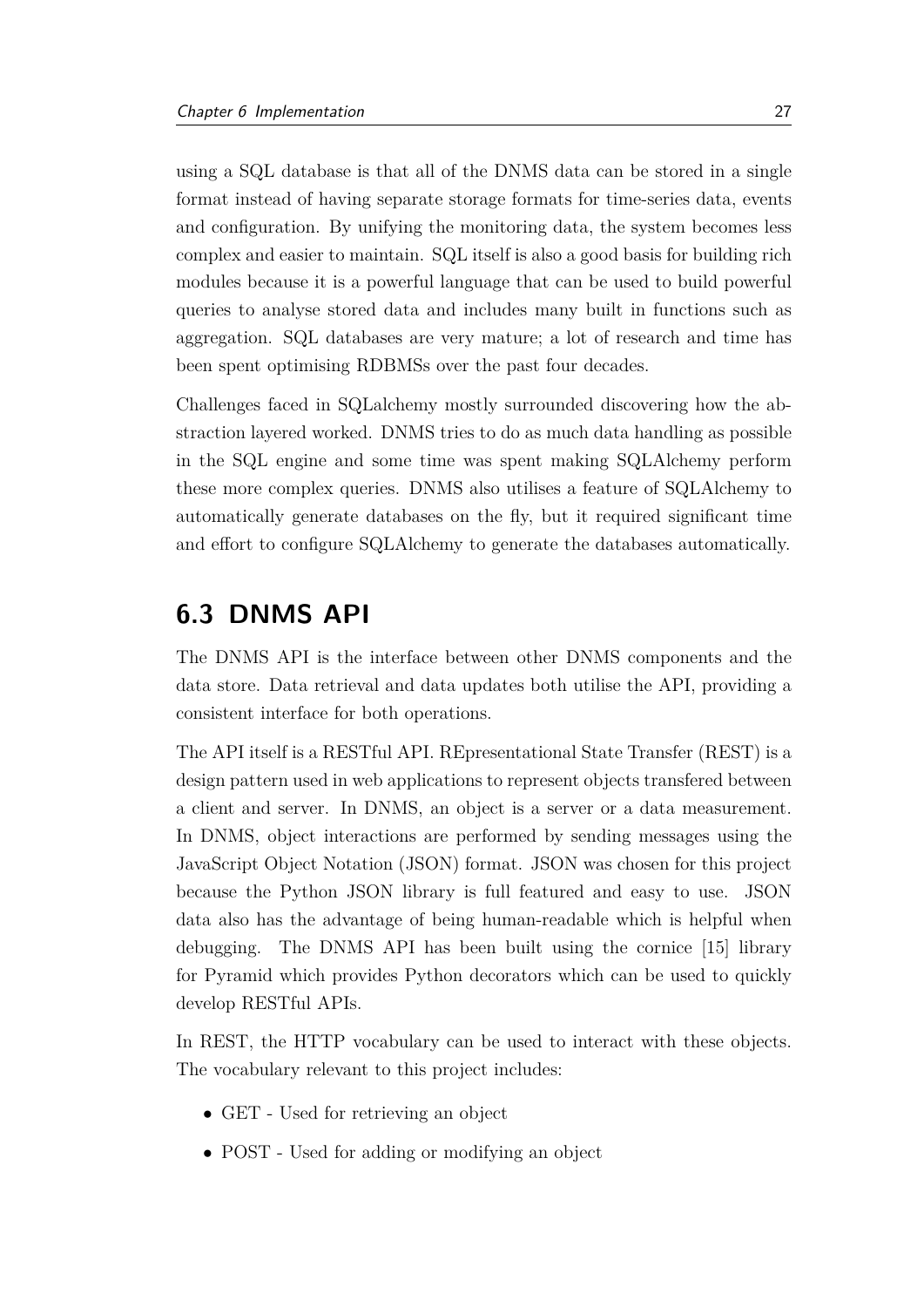using a SQL database is that all of the DNMS data can be stored in a single format instead of having separate storage formats for time-series data, events and configuration. By unifying the monitoring data, the system becomes less complex and easier to maintain. SQL itself is also a good basis for building rich modules because it is a powerful language that can be used to build powerful queries to analyse stored data and includes many built in functions such as aggregation. SQL databases are very mature; a lot of research and time has been spent optimising RDBMSs over the past four decades.

Challenges faced in SQLalchemy mostly surrounded discovering how the abstraction layered worked. DNMS tries to do as much data handling as possible in the SQL engine and some time was spent making SQLAlchemy perform these more complex queries. DNMS also utilises a feature of SQLAlchemy to automatically generate databases on the fly, but it required significant time and effort to configure SQLAlchemy to generate the databases automatically.

## 6.3 DNMS API

The DNMS API is the interface between other DNMS components and the data store. Data retrieval and data updates both utilise the API, providing a consistent interface for both operations.

The API itself is a RESTful API. REpresentational State Transfer (REST) is a design pattern used in web applications to represent objects transfered between a client and server. In DNMS, an object is a server or a data measurement. In DNMS, object interactions are performed by sending messages using the JavaScript Object Notation (JSON) format. JSON was chosen for this project because the Python JSON library is full featured and easy to use. JSON data also has the advantage of being human-readable which is helpful when debugging. The DNMS API has been built using the cornice [15] library for Pyramid which provides Python decorators which can be used to quickly develop RESTful APIs.

In REST, the HTTP vocabulary can be used to interact with these objects. The vocabulary relevant to this project includes:

- GET - Used for retrieving an object
- POST - Used for adding or modifying an object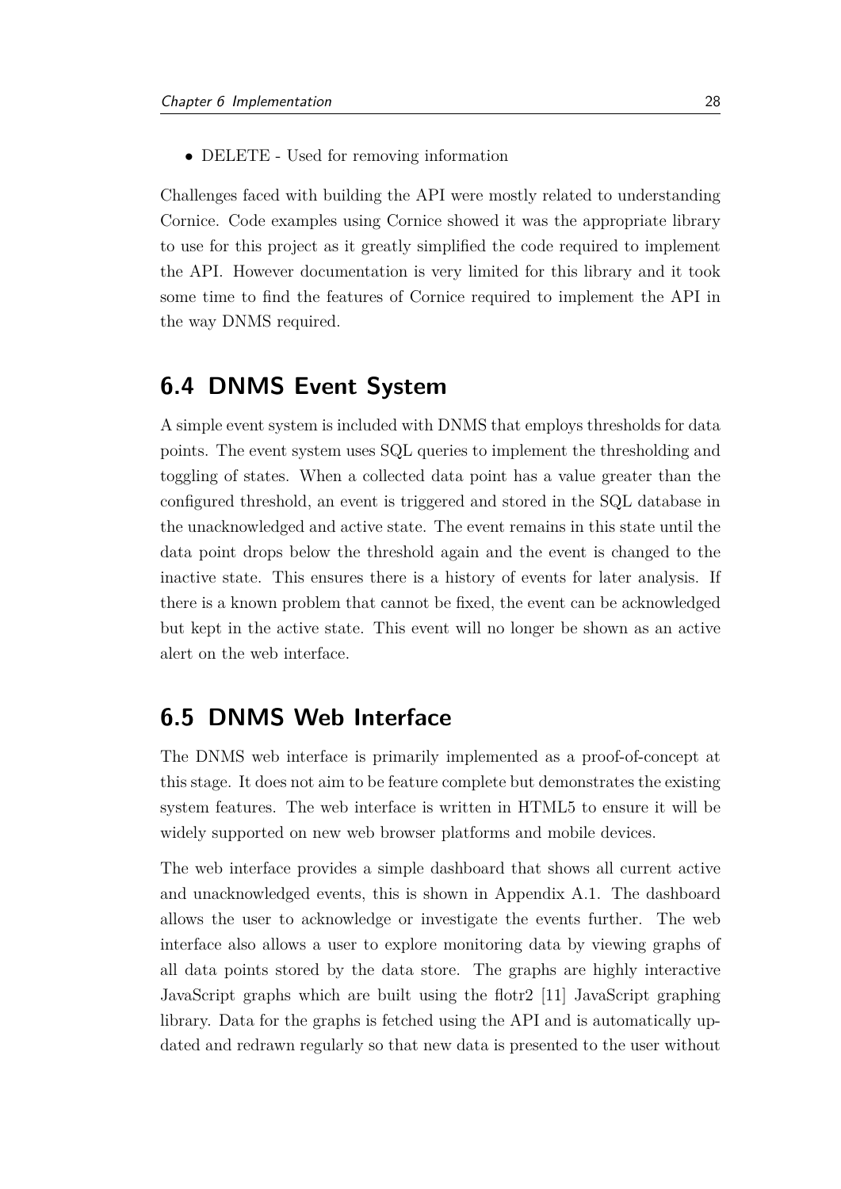- DELETE - Used for removing information

Challenges faced with building the API were mostly related to understanding Cornice. Code examples using Cornice showed it was the appropriate library to use for this project as it greatly simplified the code required to implement the API. However documentation is very limited for this library and it took some time to find the features of Cornice required to implement the API in the way DNMS required.

## 6.4 DNMS Event System

A simple event system is included with DNMS that employs thresholds for data points. The event system uses SQL queries to implement the thresholding and toggling of states. When a collected data point has a value greater than the configured threshold, an event is triggered and stored in the SQL database in the unacknowledged and active state. The event remains in this state until the data point drops below the threshold again and the event is changed to the inactive state. This ensures there is a history of events for later analysis. If there is a known problem that cannot be fixed, the event can be acknowledged but kept in the active state. This event will no longer be shown as an active alert on the web interface.

## 6.5 DNMS Web Interface

The DNMS web interface is primarily implemented as a proof-of-concept at this stage. It does not aim to be feature complete but demonstrates the existing system features. The web interface is written in HTML5 to ensure it will be widely supported on new web browser platforms and mobile devices.

The web interface provides a simple dashboard that shows all current active and unacknowledged events, this is shown in Appendix A.1. The dashboard allows the user to acknowledge or investigate the events further. The web interface also allows a user to explore monitoring data by viewing graphs of all data points stored by the data store. The graphs are highly interactive JavaScript graphs which are built using the flotr2 [11] JavaScript graphing library. Data for the graphs is fetched using the API and is automatically updated and redrawn regularly so that new data is presented to the user without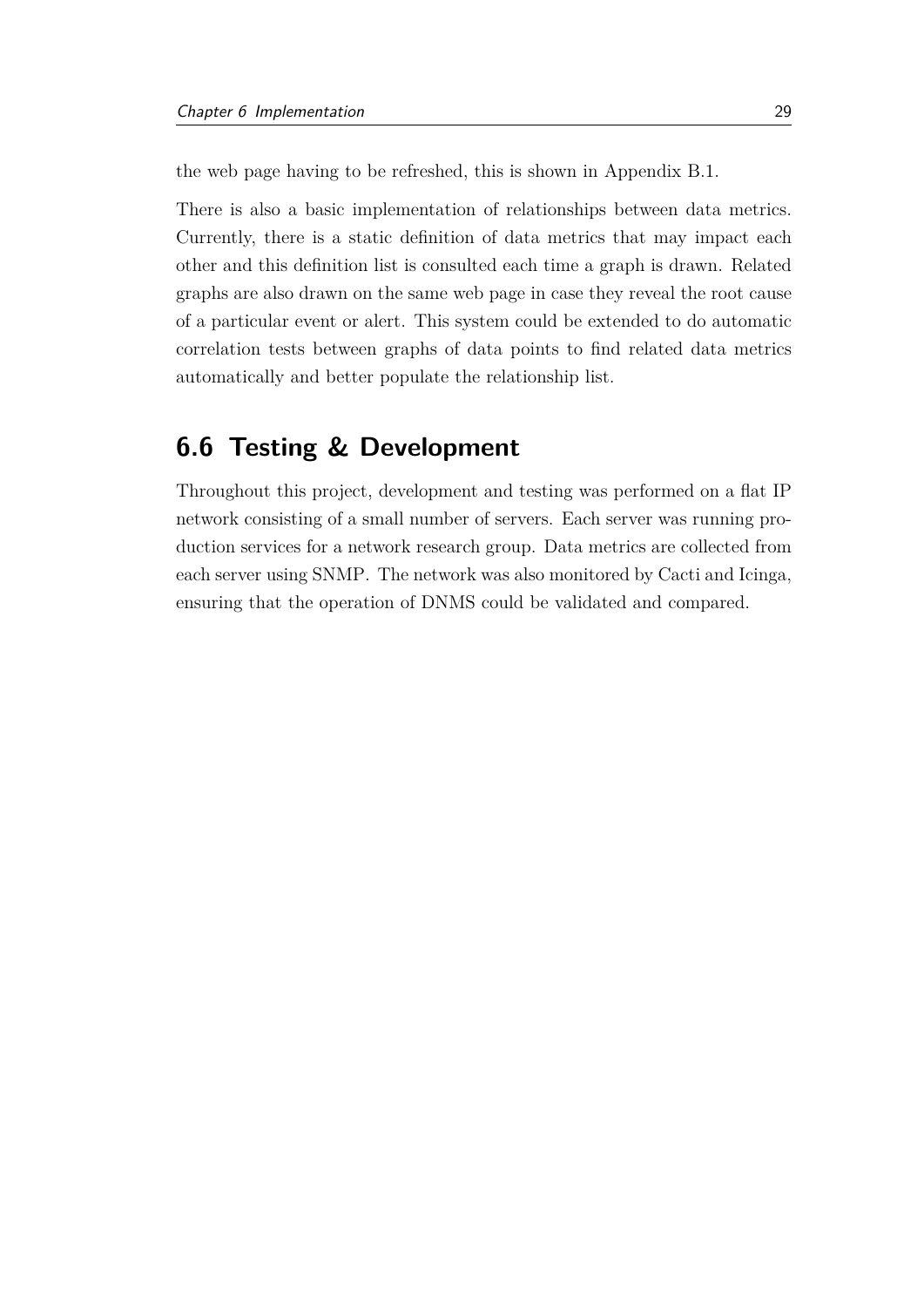the web page having to be refreshed, this is shown in Appendix B.1.

There is also a basic implementation of relationships between data metrics. Currently, there is a static definition of data metrics that may impact each other and this definition list is consulted each time a graph is drawn. Related graphs are also drawn on the same web page in case they reveal the root cause of a particular event or alert. This system could be extended to do automatic correlation tests between graphs of data points to find related data metrics automatically and better populate the relationship list.

## 6.6 Testing & Development

Throughout this project, development and testing was performed on a flat IP network consisting of a small number of servers. Each server was running production services for a network research group. Data metrics are collected from each server using SNMP. The network was also monitored by Cacti and Icinga, ensuring that the operation of DNMS could be validated and compared.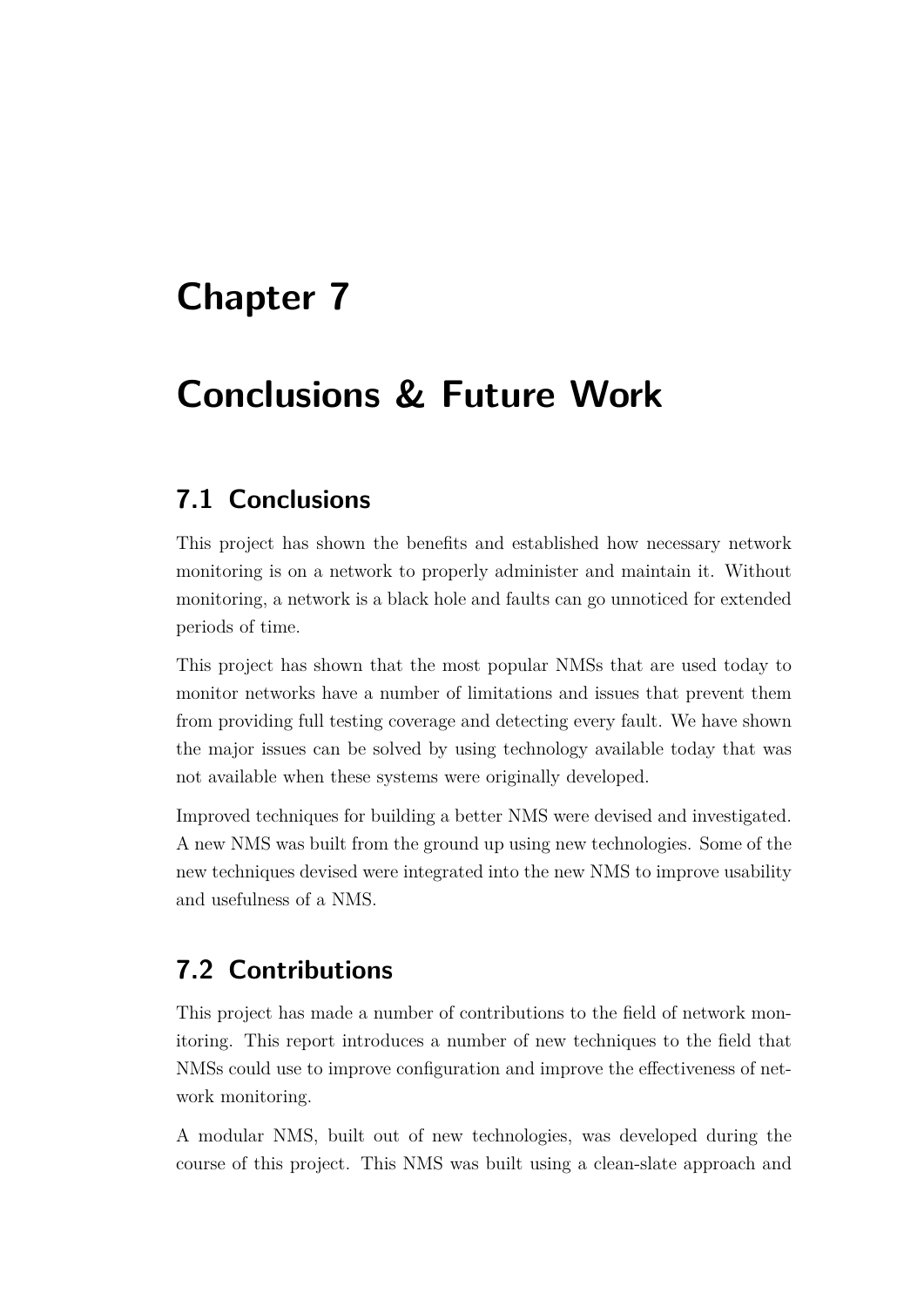# Chapter 7

# Conclusions & Future Work

## 7.1 Conclusions

This project has shown the benefits and established how necessary network monitoring is on a network to properly administer and maintain it. Without monitoring, a network is a black hole and faults can go unnoticed for extended periods of time.

This project has shown that the most popular NMSs that are used today to monitor networks have a number of limitations and issues that prevent them from providing full testing coverage and detecting every fault. We have shown the major issues can be solved by using technology available today that was not available when these systems were originally developed.

Improved techniques for building a better NMS were devised and investigated. A new NMS was built from the ground up using new technologies. Some of the new techniques devised were integrated into the new NMS to improve usability and usefulness of a NMS.

## 7.2 Contributions

This project has made a number of contributions to the field of network monitoring. This report introduces a number of new techniques to the field that NMSs could use to improve configuration and improve the effectiveness of network monitoring.

A modular NMS, built out of new technologies, was developed during the course of this project. This NMS was built using a clean-slate approach and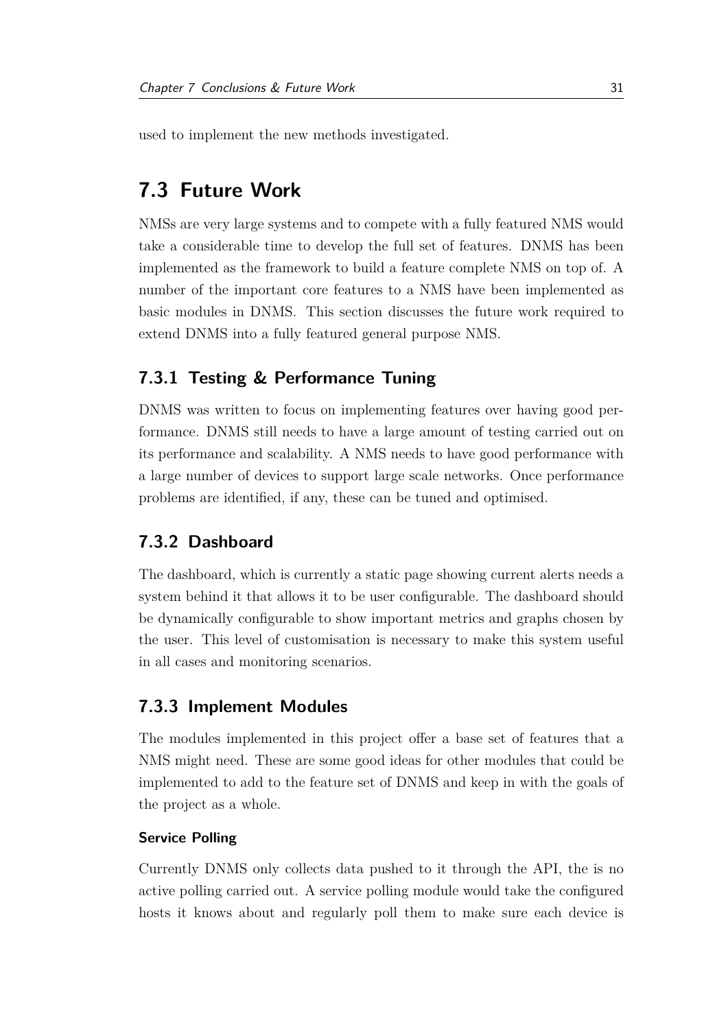used to implement the new methods investigated.

## 7.3 Future Work

NMSs are very large systems and to compete with a fully featured NMS would take a considerable time to develop the full set of features. DNMS has been implemented as the framework to build a feature complete NMS on top of. A number of the important core features to a NMS have been implemented as basic modules in DNMS. This section discusses the future work required to extend DNMS into a fully featured general purpose NMS.

### 7.3.1 Testing & Performance Tuning

DNMS was written to focus on implementing features over having good performance. DNMS still needs to have a large amount of testing carried out on its performance and scalability. A NMS needs to have good performance with a large number of devices to support large scale networks. Once performance problems are identified, if any, these can be tuned and optimised.

### 7.3.2 Dashboard

The dashboard, which is currently a static page showing current alerts needs a system behind it that allows it to be user configurable. The dashboard should be dynamically configurable to show important metrics and graphs chosen by the user. This level of customisation is necessary to make this system useful in all cases and monitoring scenarios.

### 7.3.3 Implement Modules

The modules implemented in this project offer a base set of features that a NMS might need. These are some good ideas for other modules that could be implemented to add to the feature set of DNMS and keep in with the goals of the project as a whole.

#### Service Polling

Currently DNMS only collects data pushed to it through the API, the is no active polling carried out. A service polling module would take the configured hosts it knows about and regularly poll them to make sure each device is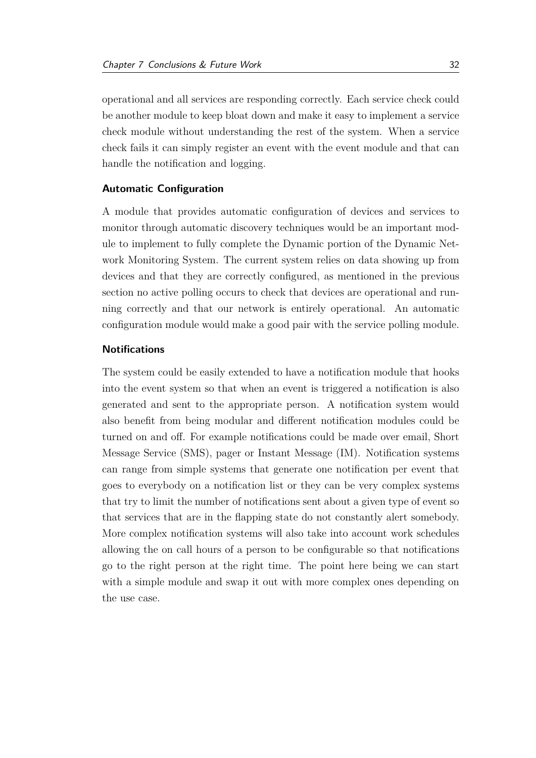operational and all services are responding correctly. Each service check could be another module to keep bloat down and make it easy to implement a service check module without understanding the rest of the system. When a service check fails it can simply register an event with the event module and that can handle the notification and logging.

### Automatic Configuration

A module that provides automatic configuration of devices and services to monitor through automatic discovery techniques would be an important module to implement to fully complete the Dynamic portion of the Dynamic Network Monitoring System. The current system relies on data showing up from devices and that they are correctly configured, as mentioned in the previous section no active polling occurs to check that devices are operational and running correctly and that our network is entirely operational. An automatic configuration module would make a good pair with the service polling module.

### Notifications

The system could be easily extended to have a notification module that hooks into the event system so that when an event is triggered a notification is also generated and sent to the appropriate person. A notification system would also benefit from being modular and different notification modules could be turned on and off. For example notifications could be made over email, Short Message Service (SMS), pager or Instant Message (IM). Notification systems can range from simple systems that generate one notification per event that goes to everybody on a notification list or they can be very complex systems that try to limit the number of notifications sent about a given type of event so that services that are in the flapping state do not constantly alert somebody. More complex notification systems will also take into account work schedules allowing the on call hours of a person to be configurable so that notifications go to the right person at the right time. The point here being we can start with a simple module and swap it out with more complex ones depending on the use case.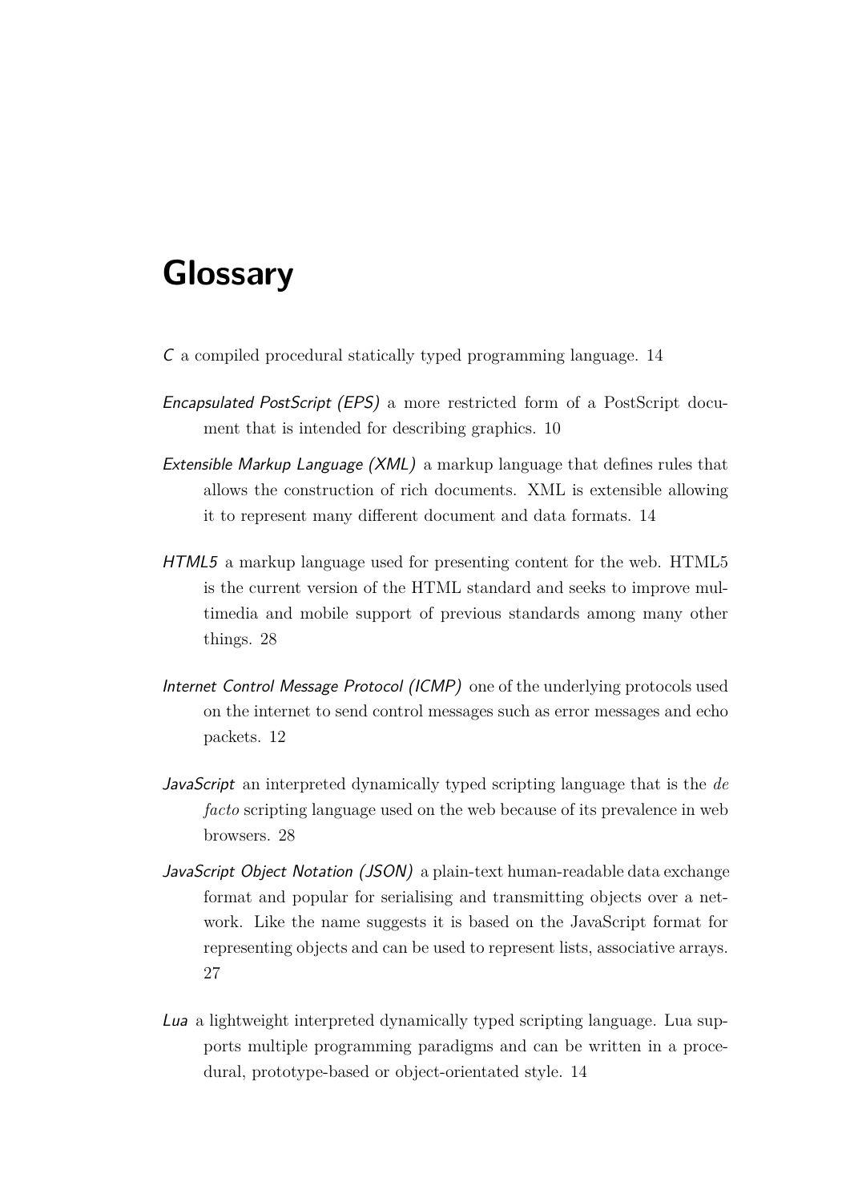# Glossary

*C* a compiled procedural statically typed programming language. 14

*Encapsulated PostScript (EPS)* a more restricted form of a PostScript document that is intended for describing graphics. 10

*Extensible Markup Language (XML)* a markup language that defines rules that allows the construction of rich documents. XML is extensible allowing it to represent many different document and data formats. 14

*HTML5* a markup language used for presenting content for the web. HTML5 is the current version of the HTML standard and seeks to improve multimedia and mobile support of previous standards among many other things. 28

*Internet Control Message Protocol (ICMP)* one of the underlying protocols used on the internet to send control messages such as error messages and echo packets. 12

*JavaScript* an interpreted dynamically typed scripting language that is the *de facto* scripting language used on the web because of its prevalence in web browsers. 28

*JavaScript Object Notation (JSON)* a plain-text human-readable data exchange format and popular for serialising and transmitting objects over a network. Like the name suggests it is based on the JavaScript format for representing objects and can be used to represent lists, associative arrays. 27

*Lua* a lightweight interpreted dynamically typed scripting language. Lua supports multiple programming paradigms and can be written in a procedural, prototype-based or object-orientated style. 14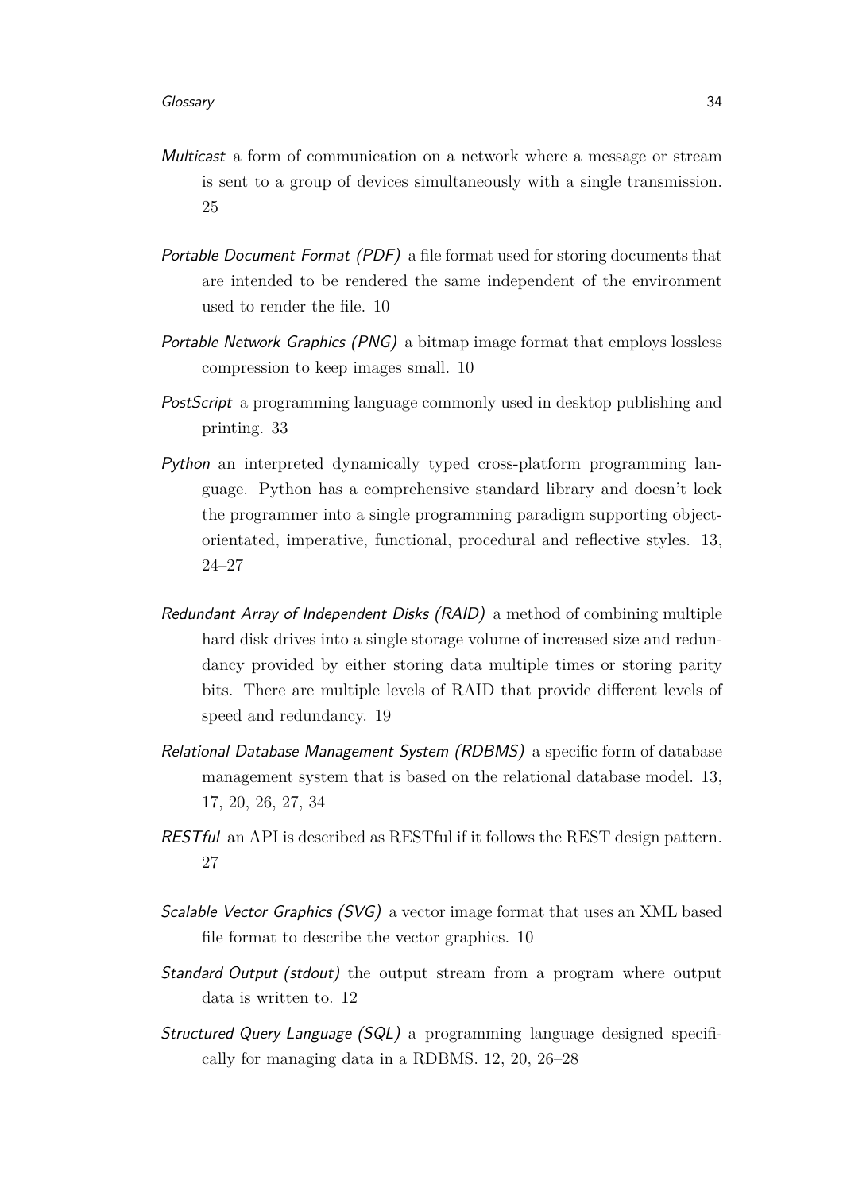*Multicast* a form of communication on a network where a message or stream is sent to a group of devices simultaneously with a single transmission. 25

*Portable Document Format (PDF)* a file format used for storing documents that are intended to be rendered the same independent of the environment used to render the file. 10

*Portable Network Graphics (PNG)* a bitmap image format that employs lossless compression to keep images small. 10

*PostScript* a programming language commonly used in desktop publishing and printing. 33

*Python* an interpreted dynamically typed cross-platform programming language. Python has a comprehensive standard library and doesn't lock the programmer into a single programming paradigm supporting object-orientated, imperative, functional, procedural and reflective styles. 13, 24–27

*Redundant Array of Independent Disks (RAID)* a method of combining multiple hard disk drives into a single storage volume of increased size and redundancy provided by either storing data multiple times or storing parity bits. There are multiple levels of RAID that provide different levels of speed and redundancy. 19

*Relational Database Management System (RDBMS)* a specific form of database management system that is based on the relational database model. 13, 17, 20, 26, 27, 34

*RESTful* an API is described as RESTful if it follows the REST design pattern. 27

*Scalable Vector Graphics (SVG)* a vector image format that uses an XML based file format to describe the vector graphics. 10

*Standard Output (stdout)* the output stream from a program where output data is written to. 12

*Structured Query Language (SQL)* a programming language designed specifically for managing data in a RDBMS. 12, 20, 26–28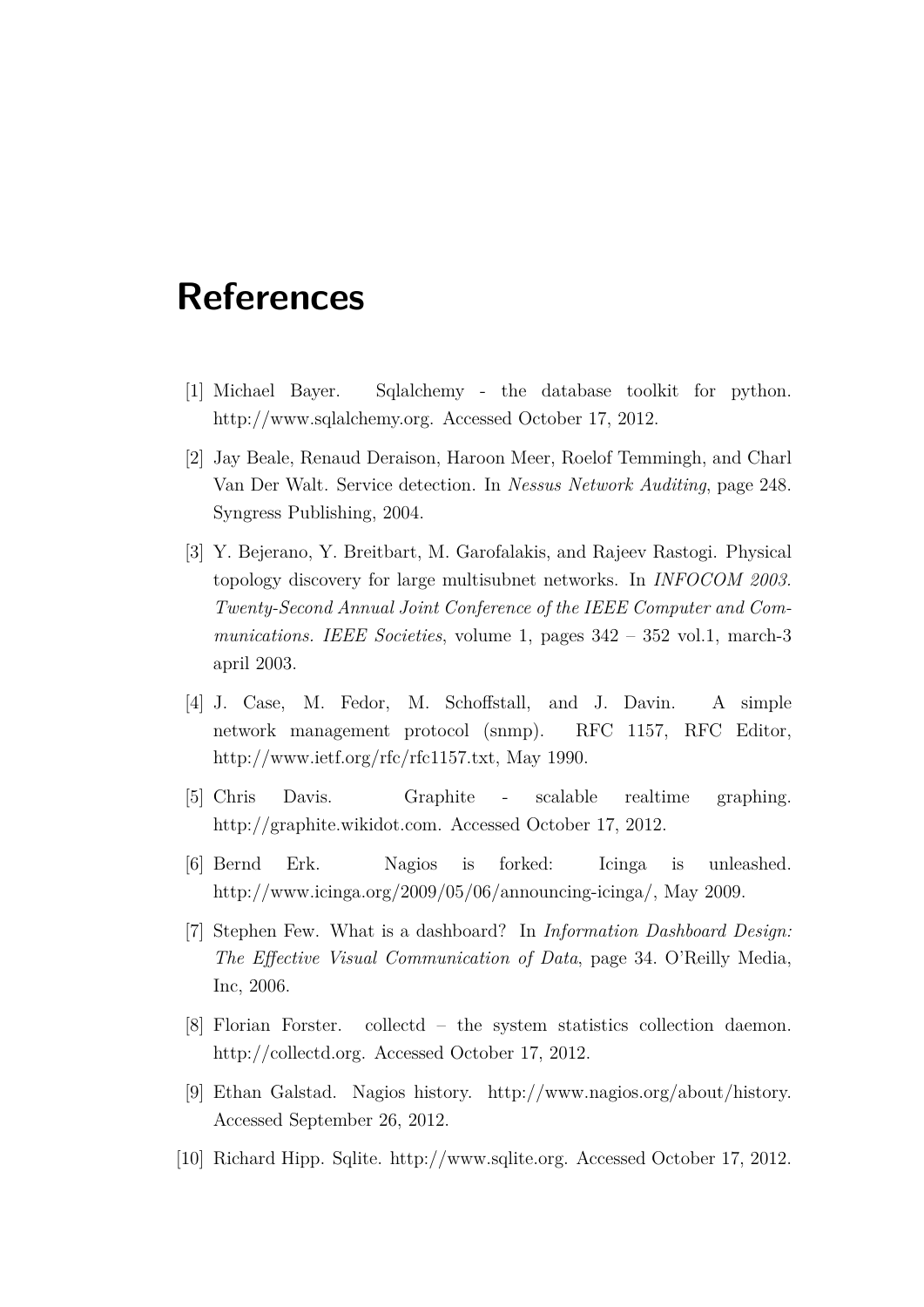# References

[1] Michael Bayer. Sqlalchemy - the database toolkit for python. http://www.sqlalchemy.org. Accessed October 17, 2012.

[2] Jay Beale, Renaud Deraison, Haroon Meer, Roelof Temmingh, and Charl Van Der Walt. Service detection. In *Nessus Network Auditing*, page 248. Syngress Publishing, 2004.

[3] Y. Bejerano, Y. Breitbart, M. Garofalakis, and Rajeev Rastogi. Physical topology discovery for large multisubnet networks. In *INFOCOM 2003. Twenty-Second Annual Joint Conference of the IEEE Computer and Communications. IEEE Societies*, volume 1, pages 342 – 352 vol.1, march-3 april 2003.

[4] J. Case, M. Fedor, M. Schoffstall, and J. Davin. A simple network management protocol (snmp). RFC 1157, RFC Editor, http://www.ietf.org/rfc/rfc1157.txt, May 1990.

[5] Chris Davis. Graphite - scalable realtime graphing. http://graphite.wikidot.com. Accessed October 17, 2012.

[6] Bernd Erk. Nagios is forked: Icinga is unleashed. http://www.icinga.org/2009/05/06/announcing-icinga/, May 2009.

[7] Stephen Few. What is a dashboard? In *Information Dashboard Design: The Effective Visual Communication of Data*, page 34. O'Reilly Media, Inc, 2006.

[8] Florian Forster. collectd – the system statistics collection daemon. http://collectd.org. Accessed October 17, 2012.

[9] Ethan Galstad. Nagios history. http://www.nagios.org/about/history. Accessed September 26, 2012.

[10] Richard Hipp. Sqlite. http://www.sqlite.org. Accessed October 17, 2012.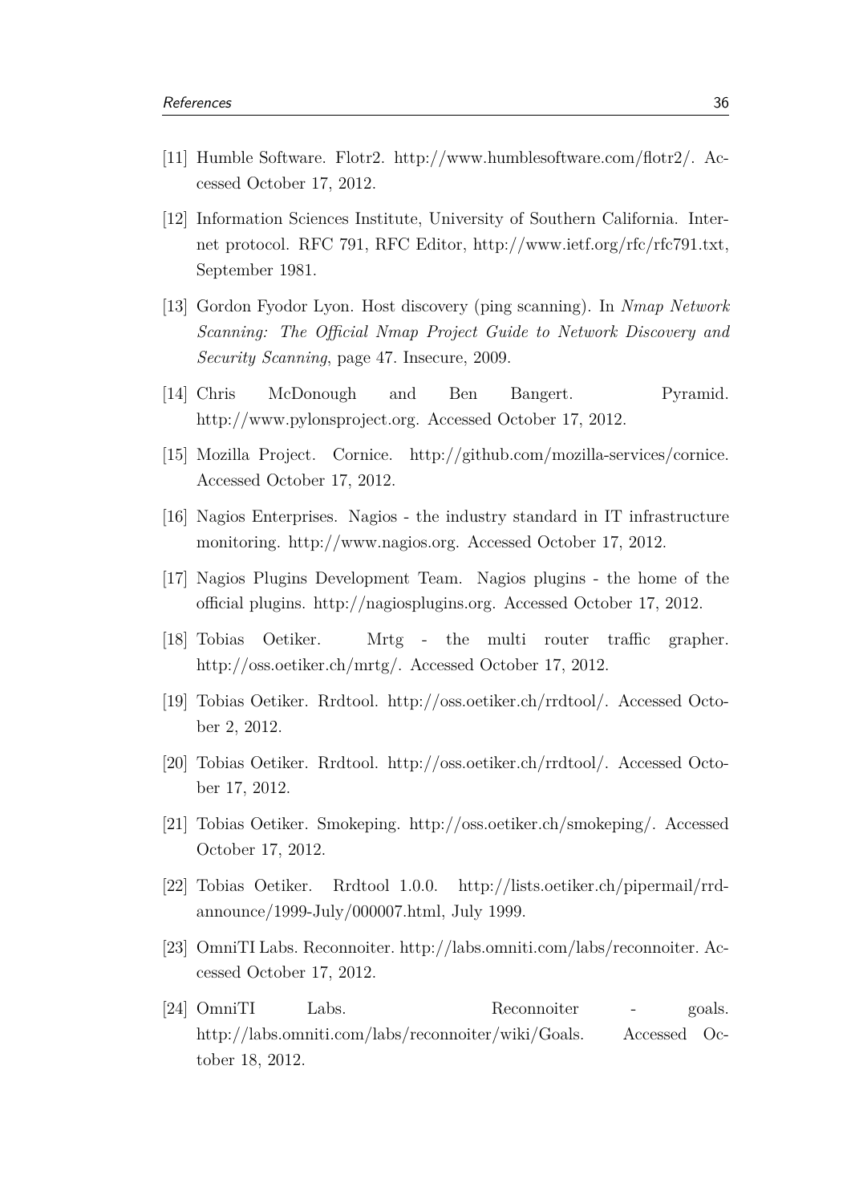[11] Humble Software. Flotr2. http://www.humblesoftware.com/flotr2/. Accessed October 17, 2012.

[12] Information Sciences Institute, University of Southern California. Internet protocol. RFC 791, RFC Editor, http://www.ietf.org/rfc/rfc791.txt, September 1981.

[13] Gordon Fyodor Lyon. Host discovery (ping scanning). In *Nmap Network Scanning: The Official Nmap Project Guide to Network Discovery and Security Scanning*, page 47. Insecure, 2009.

[14] Chris McDonough and Ben Bangert. Pyramid. http://www.pylonsproject.org. Accessed October 17, 2012.

[15] Mozilla Project. Cornice. http://github.com/mozilla-services/cornice. Accessed October 17, 2012.

[16] Nagios Enterprises. Nagios - the industry standard in IT infrastructure monitoring. http://www.nagios.org. Accessed October 17, 2012.

[17] Nagios Plugins Development Team. Nagios plugins - the home of the official plugins. http://nagiosplugins.org. Accessed October 17, 2012.

[18] Tobias Oetiker. Mrtg - the multi router traffic grapher. http://oss.oetiker.ch/mrtg/. Accessed October 17, 2012.

[19] Tobias Oetiker. Rrdtool. http://oss.oetiker.ch/rrdtool/. Accessed October 2, 2012.

[20] Tobias Oetiker. Rrdtool. http://oss.oetiker.ch/rrdtool/. Accessed October 17, 2012.

[21] Tobias Oetiker. Smokeping. http://oss.oetiker.ch/smokeping/. Accessed October 17, 2012.

[22] Tobias Oetiker. Rrdtool 1.0.0. http://lists.oetiker.ch/pipermail/rrd-announce/1999-July/000007.html, July 1999.

[23] OmniTI Labs. Reconnoiter. http://labs.omniti.com/labs/reconnoiter. Accessed October 17, 2012.

[24] OmniTI Labs. Reconnoiter - goals. http://labs.omniti.com/labs/reconnoiter/wiki/Goals. Accessed October 18, 2012.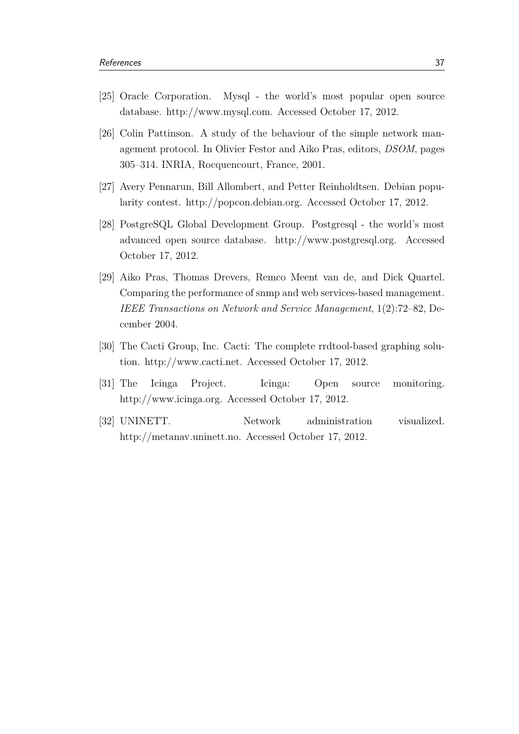[25] Oracle Corporation. Mysql - the world's most popular open source database. http://www.mysql.com. Accessed October 17, 2012.

[26] Colin Pattinson. A study of the behaviour of the simple network management protocol. In Olivier Festor and Aiko Pras, editors, *DSOM*, pages 305–314. INRIA, Rocquencourt, France, 2001.

[27] Avery Pennarun, Bill Allombert, and Petter Reinholdtsen. Debian popularity contest. http://popcon.debian.org. Accessed October 17, 2012.

[28] PostgreSQL Global Development Group. Postgresql - the world's most advanced open source database. http://www.postgresql.org. Accessed October 17, 2012.

[29] Aiko Pras, Thomas Drevers, Remco Meent van de, and Dick Quartel. Comparing the performance of snmp and web services-based management. *IEEE Transactions on Network and Service Management*, 1(2):72–82, December 2004.

[30] The Cacti Group, Inc. Cacti: The complete rrdtool-based graphing solution. http://www.cacti.net. Accessed October 17, 2012.

[31] The Icinga Project. Icinga: Open source monitoring. http://www.icinga.org. Accessed October 17, 2012.

[32] UNINETT. Network administration visualized. http://metanav.uninett.no. Accessed October 17, 2012.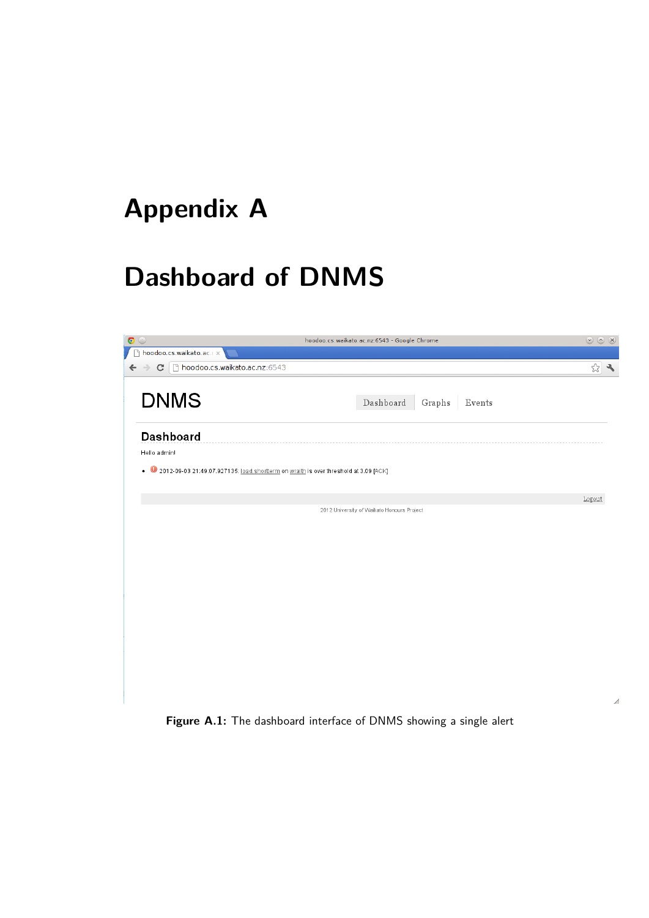# Appendix A

# Dashboard of DNMS

Figure A.1: The dashboard interface of DNMS showing a single alert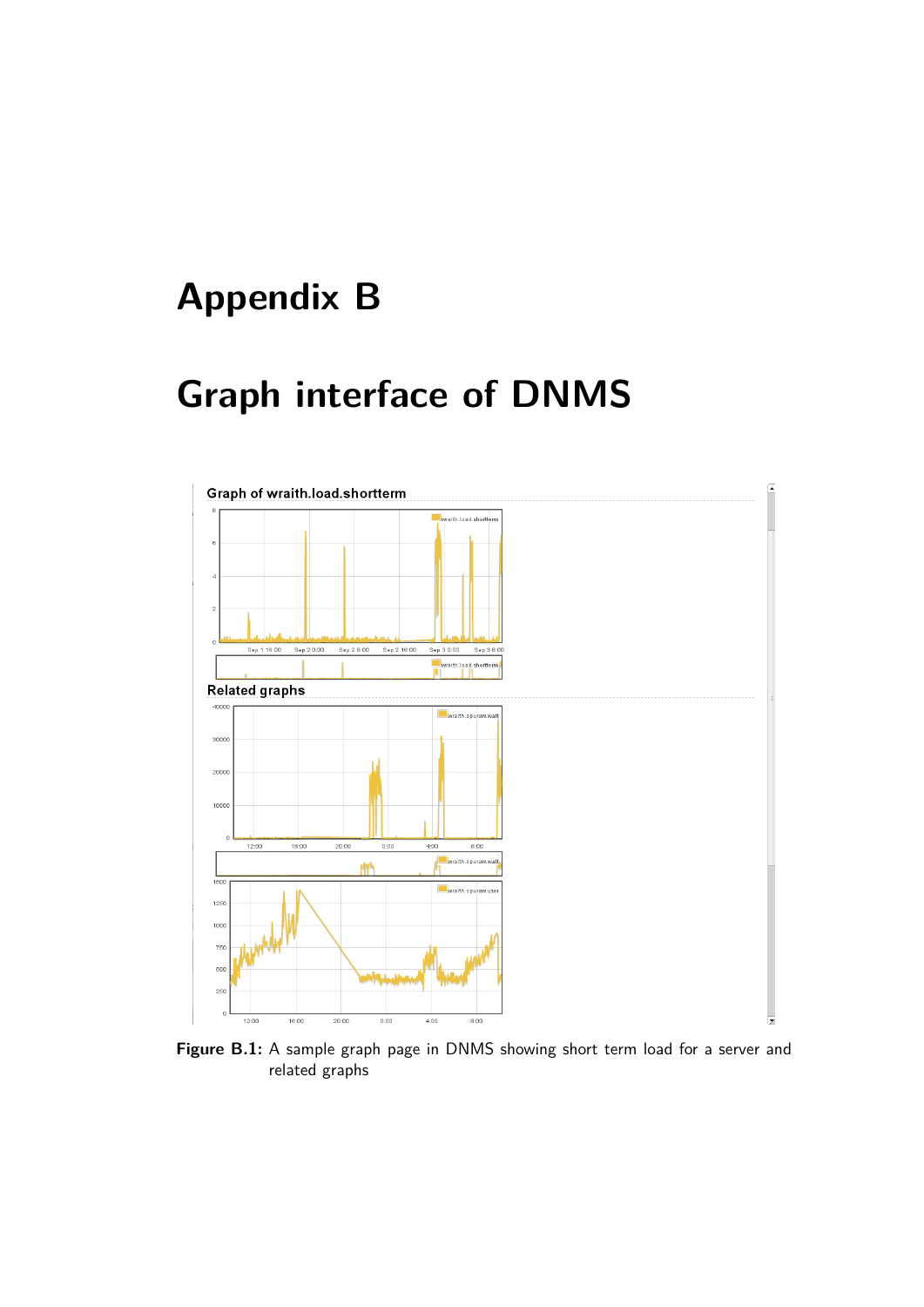# Appendix B

# Graph interface of DNMS

Graph of wraith.load.shortterm

8
6
4
2
0

wraith.load.shortterm

Sep 1 16:00
Sep 2 0:00
Sep 2 8:00
Sep 2 16:00
Sep 3 0:00
Sep 3 8:00

wraith.load.shortterm

Related graphs

40000
30000
20000
10000
0

wraith.cpuraw.wait

12:00
16:00
20:00
0:00
4:00
8:00

wraith.cpuraw.wait

1500
1250
1000
750
500
250
0

wraith.cpuraw.user

12:00
16:00
20:00
0:00
4:00
8:00

**Figure B.1:** A sample graph page in DNMS showing short term load for a server and related graphs